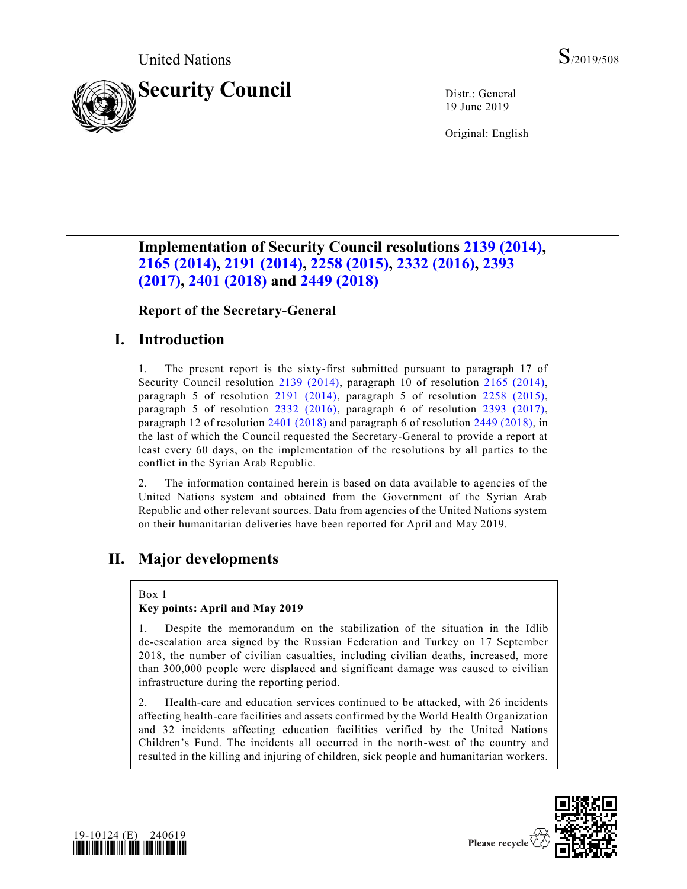United Nations S/2019/508

# Security Council

Distr.: General
19 June 2019

Original: English

## Implementation of Security Council resolutions 2139 (2014), 2165 (2014), 2191 (2014), 2258 (2015), 2332 (2016), 2393 (2017), 2401 (2018) and 2449 (2018)

### Report of the Secretary-General

## I. Introduction

1. The present report is the sixty-first submitted pursuant to paragraph 17 of Security Council resolution 2139 (2014), paragraph 10 of resolution 2165 (2014), paragraph 5 of resolution 2191 (2014), paragraph 5 of resolution 2258 (2015), paragraph 5 of resolution 2332 (2016), paragraph 6 of resolution 2393 (2017), paragraph 12 of resolution 2401 (2018) and paragraph 6 of resolution 2449 (2018), in the last of which the Council requested the Secretary-General to provide a report at least every 60 days, on the implementation of the resolutions by all parties to the conflict in the Syrian Arab Republic.

2. The information contained herein is based on data available to agencies of the United Nations system and obtained from the Government of the Syrian Arab Republic and other relevant sources. Data from agencies of the United Nations system on their humanitarian deliveries have been reported for April and May 2019.

## II. Major developments

Box 1
**Key points: April and May 2019**

1. Despite the memorandum on the stabilization of the situation in the Idlib de-escalation area signed by the Russian Federation and Turkey on 17 September 2018, the number of civilian casualties, including civilian deaths, increased, more than 300,000 people were displaced and significant damage was caused to civilian infrastructure during the reporting period.

2. Health-care and education services continued to be attacked, with 26 incidents affecting health-care facilities and assets confirmed by the World Health Organization and 32 incidents affecting education facilities verified by the United Nations Children's Fund. The incidents all occurred in the north-west of the country and resulted in the killing and injuring of children, sick people and humanitarian workers.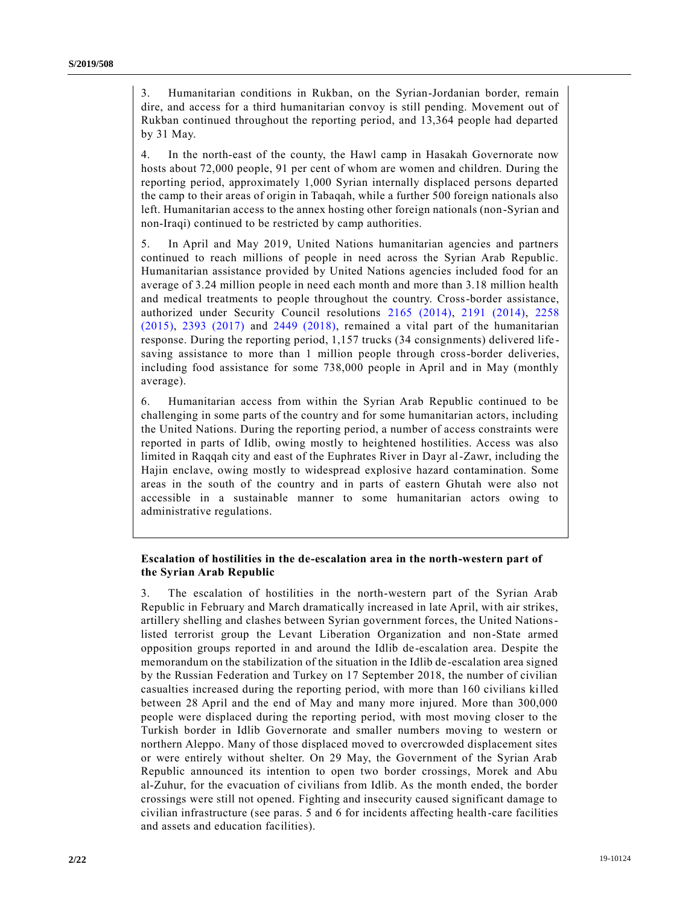3. Humanitarian conditions in Rukban, on the Syrian-Jordanian border, remain dire, and access for a third humanitarian convoy is still pending. Movement out of Rukban continued throughout the reporting period, and 13,364 people had departed by 31 May.

4. In the north-east of the county, the Hawl camp in Hasakah Governorate now hosts about 72,000 people, 91 per cent of whom are women and children. During the reporting period, approximately 1,000 Syrian internally displaced persons departed the camp to their areas of origin in Tabaqah, while a further 500 foreign nationals also left. Humanitarian access to the annex hosting other foreign nationals (non-Syrian and non-Iraqi) continued to be restricted by camp authorities.

5. In April and May 2019, United Nations humanitarian agencies and partners continued to reach millions of people in need across the Syrian Arab Republic. Humanitarian assistance provided by United Nations agencies included food for an average of 3.24 million people in need each month and more than 3.18 million health and medical treatments to people throughout the country. Cross-border assistance, authorized under Security Council resolutions 2165 (2014), 2191 (2014), 2258 (2015), 2393 (2017) and 2449 (2018), remained a vital part of the humanitarian response. During the reporting period, 1,157 trucks (34 consignments) delivered life-saving assistance to more than 1 million people through cross-border deliveries, including food assistance for some 738,000 people in April and in May (monthly average).

6. Humanitarian access from within the Syrian Arab Republic continued to be challenging in some parts of the country and for some humanitarian actors, including the United Nations. During the reporting period, a number of access constraints were reported in parts of Idlib, owing mostly to heightened hostilities. Access was also limited in Raqqah city and east of the Euphrates River in Dayr al-Zawr, including the Hajin enclave, owing mostly to widespread explosive hazard contamination. Some areas in the south of the country and in parts of eastern Ghutah were also not accessible in a sustainable manner to some humanitarian actors owing to administrative regulations.

### Escalation of hostilities in the de-escalation area in the north-western part of the Syrian Arab Republic

3. The escalation of hostilities in the north-western part of the Syrian Arab Republic in February and March dramatically increased in late April, with air strikes, artillery shelling and clashes between Syrian government forces, the United Nations-listed terrorist group the Levant Liberation Organization and non-State armed opposition groups reported in and around the Idlib de-escalation area. Despite the memorandum on the stabilization of the situation in the Idlib de-escalation area signed by the Russian Federation and Turkey on 17 September 2018, the number of civilian casualties increased during the reporting period, with more than 160 civilians killed between 28 April and the end of May and many more injured. More than 300,000 people were displaced during the reporting period, with most moving closer to the Turkish border in Idlib Governorate and smaller numbers moving to western or northern Aleppo. Many of those displaced moved to overcrowded displacement sites or were entirely without shelter. On 29 May, the Government of the Syrian Arab Republic announced its intention to open two border crossings, Morek and Abu al-Zuhur, for the evacuation of civilians from Idlib. As the month ended, the border crossings were still not opened. Fighting and insecurity caused significant damage to civilian infrastructure (see paras. 5 and 6 for incidents affecting health-care facilities and assets and education facilities).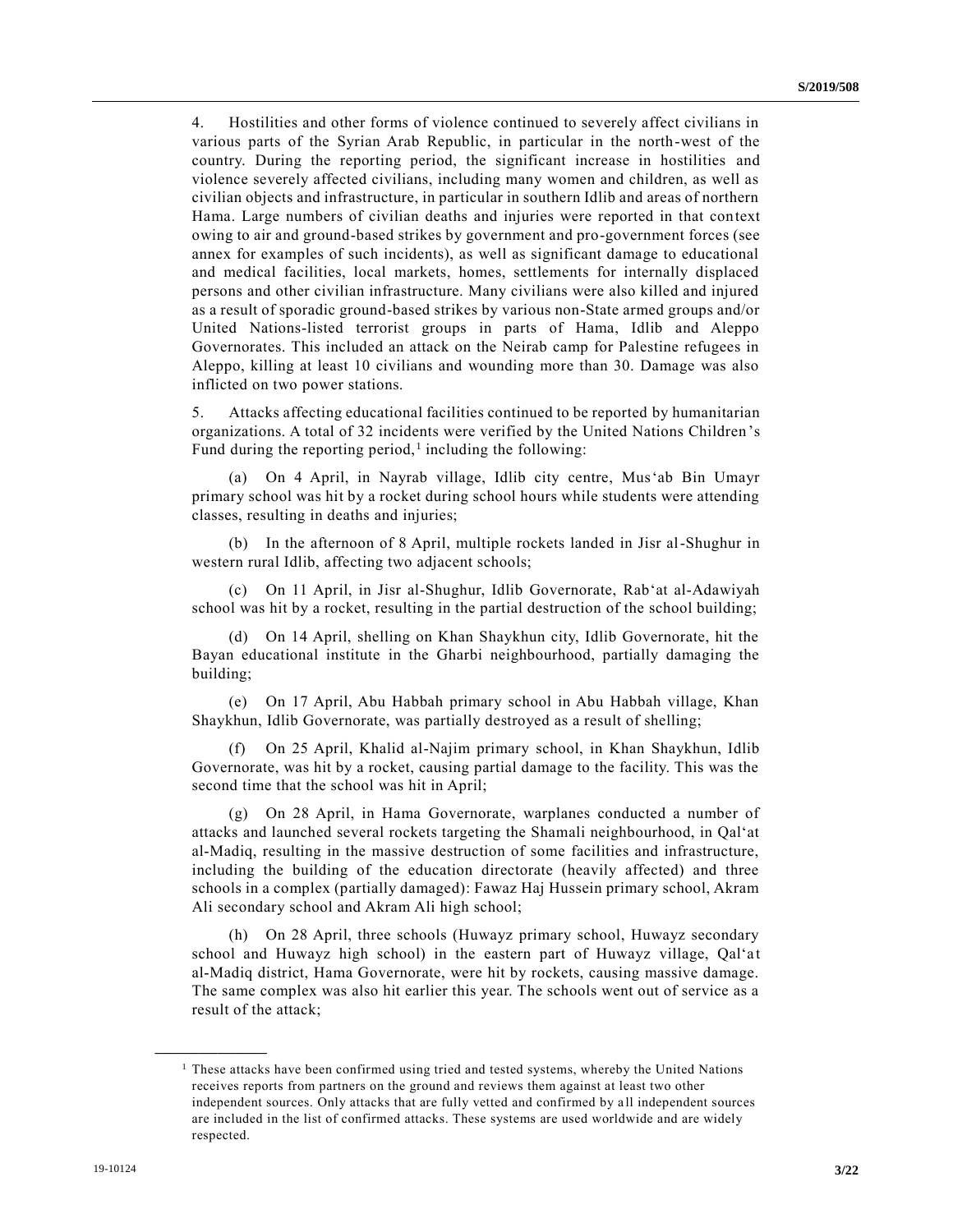4. Hostilities and other forms of violence continued to severely affect civilians in various parts of the Syrian Arab Republic, in particular in the north-west of the country. During the reporting period, the significant increase in hostilities and violence severely affected civilians, including many women and children, as well as civilian objects and infrastructure, in particular in southern Idlib and areas of northern Hama. Large numbers of civilian deaths and injuries were reported in that context owing to air and ground-based strikes by government and pro-government forces (see annex for examples of such incidents), as well as significant damage to educational and medical facilities, local markets, homes, settlements for internally displaced persons and other civilian infrastructure. Many civilians were also killed and injured as a result of sporadic ground-based strikes by various non-State armed groups and/or United Nations-listed terrorist groups in parts of Hama, Idlib and Aleppo Governorates. This included an attack on the Neirab camp for Palestine refugees in Aleppo, killing at least 10 civilians and wounding more than 30. Damage was also inflicted on two power stations.

5. Attacks affecting educational facilities continued to be reported by humanitarian organizations. A total of 32 incidents were verified by the United Nations Children's Fund during the reporting period,[1] including the following:

(a) On 4 April, in Nayrab village, Idlib city centre, Mus'ab Bin Umayr primary school was hit by a rocket during school hours while students were attending classes, resulting in deaths and injuries;

(b) In the afternoon of 8 April, multiple rockets landed in Jisr al-Shughur in western rural Idlib, affecting two adjacent schools;

(c) On 11 April, in Jisr al-Shughur, Idlib Governorate, Rab'at al-Adawiyah school was hit by a rocket, resulting in the partial destruction of the school building;

(d) On 14 April, shelling on Khan Shaykhun city, Idlib Governorate, hit the Bayan educational institute in the Gharbi neighbourhood, partially damaging the building;

(e) On 17 April, Abu Habbah primary school in Abu Habbah village, Khan Shaykhun, Idlib Governorate, was partially destroyed as a result of shelling;

(f) On 25 April, Khalid al-Najim primary school, in Khan Shaykhun, Idlib Governorate, was hit by a rocket, causing partial damage to the facility. This was the second time that the school was hit in April;

(g) On 28 April, in Hama Governorate, warplanes conducted a number of attacks and launched several rockets targeting the Shamali neighbourhood, in Qal'at al-Madiq, resulting in the massive destruction of some facilities and infrastructure, including the building of the education directorate (heavily affected) and three schools in a complex (partially damaged): Fawaz Haj Hussein primary school, Akram Ali secondary school and Akram Ali high school;

(h) On 28 April, three schools (Huwayz primary school, Huwayz secondary school and Huwayz high school) in the eastern part of Huwayz village, Qal'at al-Madiq district, Hama Governorate, were hit by rockets, causing massive damage. The same complex was also hit earlier this year. The schools went out of service as a result of the attack;

---

[1] These attacks have been confirmed using tried and tested systems, whereby the United Nations receives reports from partners on the ground and reviews them against at least two other independent sources. Only attacks that are fully vetted and confirmed by all independent sources are included in the list of confirmed attacks. These systems are used worldwide and are widely respected.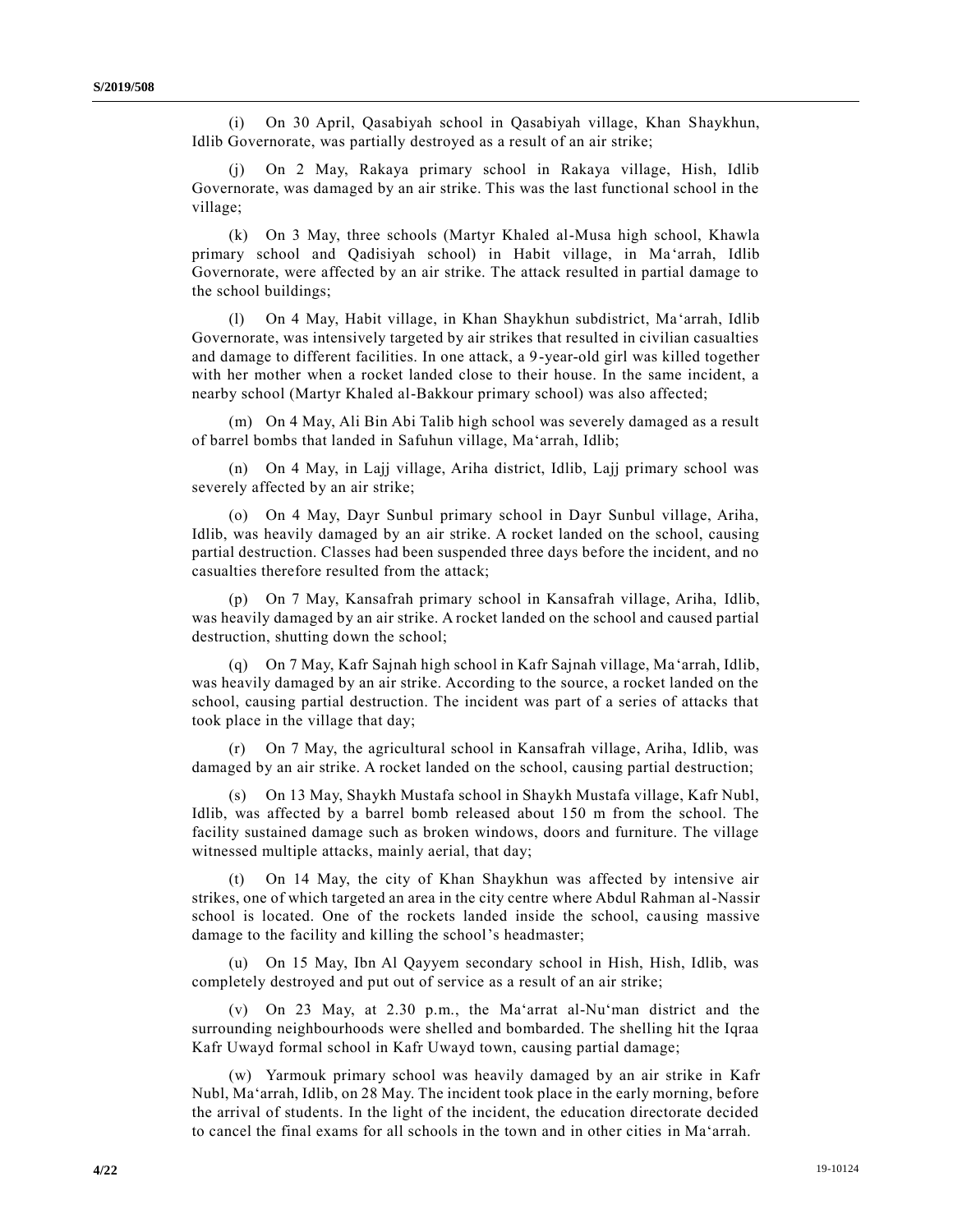(i) On 30 April, Qasabiyah school in Qasabiyah village, Khan Shaykhun, Idlib Governorate, was partially destroyed as a result of an air strike;

(j) On 2 May, Rakaya primary school in Rakaya village, Hish, Idlib Governorate, was damaged by an air strike. This was the last functional school in the village;

(k) On 3 May, three schools (Martyr Khaled al-Musa high school, Khawla primary school and Qadisiyah school) in Habit village, in Ma‘arrah, Idlib Governorate, were affected by an air strike. The attack resulted in partial damage to the school buildings;

(l) On 4 May, Habit village, in Khan Shaykhun subdistrict, Ma‘arrah, Idlib Governorate, was intensively targeted by air strikes that resulted in civilian casualties and damage to different facilities. In one attack, a 9-year-old girl was killed together with her mother when a rocket landed close to their house. In the same incident, a nearby school (Martyr Khaled al-Bakkour primary school) was also affected;

(m) On 4 May, Ali Bin Abi Talib high school was severely damaged as a result of barrel bombs that landed in Safuhun village, Ma‘arrah, Idlib;

(n) On 4 May, in Lajj village, Ariha district, Idlib, Lajj primary school was severely affected by an air strike;

(o) On 4 May, Dayr Sunbul primary school in Dayr Sunbul village, Ariha, Idlib, was heavily damaged by an air strike. A rocket landed on the school, causing partial destruction. Classes had been suspended three days before the incident, and no casualties therefore resulted from the attack;

(p) On 7 May, Kansafrah primary school in Kansafrah village, Ariha, Idlib, was heavily damaged by an air strike. A rocket landed on the school and caused partial destruction, shutting down the school;

(q) On 7 May, Kafr Sajnah high school in Kafr Sajnah village, Ma‘arrah, Idlib, was heavily damaged by an air strike. According to the source, a rocket landed on the school, causing partial destruction. The incident was part of a series of attacks that took place in the village that day;

(r) On 7 May, the agricultural school in Kansafrah village, Ariha, Idlib, was damaged by an air strike. A rocket landed on the school, causing partial destruction;

(s) On 13 May, Shaykh Mustafa school in Shaykh Mustafa village, Kafr Nubl, Idlib, was affected by a barrel bomb released about 150 m from the school. The facility sustained damage such as broken windows, doors and furniture. The village witnessed multiple attacks, mainly aerial, that day;

(t) On 14 May, the city of Khan Shaykhun was affected by intensive air strikes, one of which targeted an area in the city centre where Abdul Rahman al-Nassir school is located. One of the rockets landed inside the school, causing massive damage to the facility and killing the school’s headmaster;

(u) On 15 May, Ibn Al Qayyem secondary school in Hish, Hish, Idlib, was completely destroyed and put out of service as a result of an air strike;

(v) On 23 May, at 2.30 p.m., the Ma‘arrat al-Nu‘man district and the surrounding neighbourhoods were shelled and bombarded. The shelling hit the Iqraa Kafr Uwayd formal school in Kafr Uwayd town, causing partial damage;

(w) Yarmouk primary school was heavily damaged by an air strike in Kafr Nubl, Ma‘arrah, Idlib, on 28 May. The incident took place in the early morning, before the arrival of students. In the light of the incident, the education directorate decided to cancel the final exams for all schools in the town and in other cities in Ma‘arrah.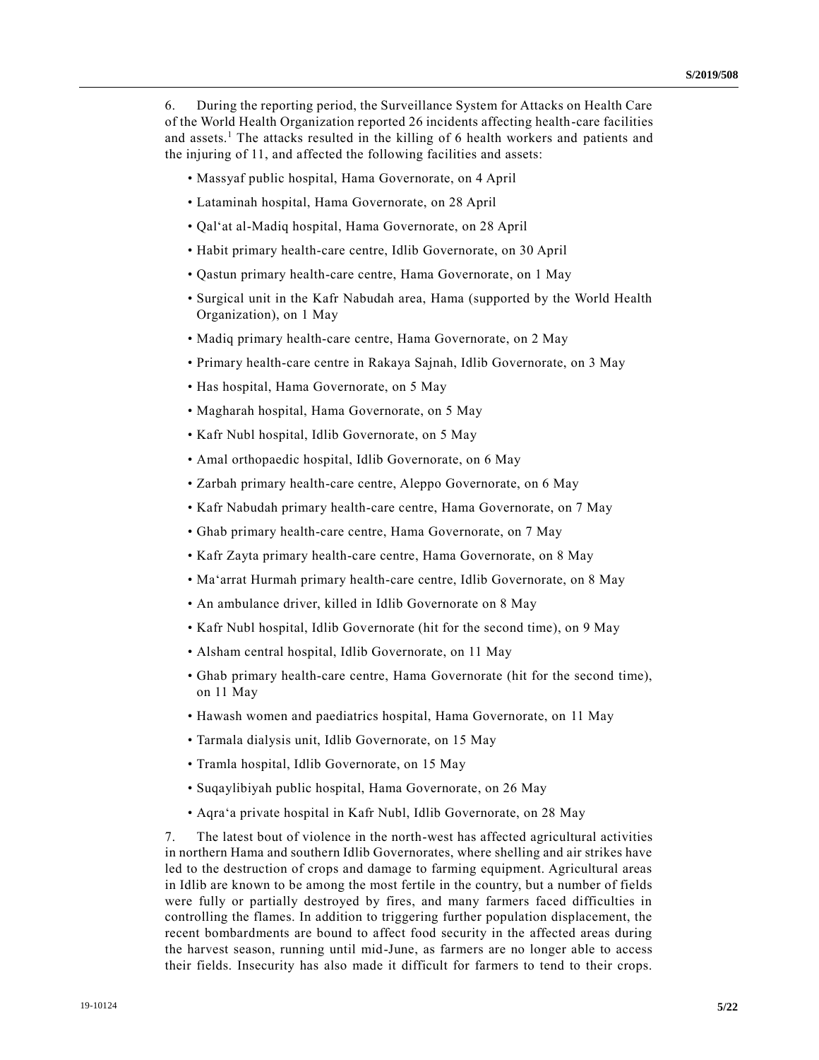6. During the reporting period, the Surveillance System for Attacks on Health Care of the World Health Organization reported 26 incidents affecting health-care facilities and assets.[1] The attacks resulted in the killing of 6 health workers and patients and the injuring of 11, and affected the following facilities and assets:

- Massyaf public hospital, Hama Governorate, on 4 April
- Lataminah hospital, Hama Governorate, on 28 April
- Qal'at al-Madiq hospital, Hama Governorate, on 28 April
- Habit primary health-care centre, Idlib Governorate, on 30 April
- Qastun primary health-care centre, Hama Governorate, on 1 May
- Surgical unit in the Kafr Nabudah area, Hama (supported by the World Health Organization), on 1 May
- Madiq primary health-care centre, Hama Governorate, on 2 May
- Primary health-care centre in Rakaya Sajnah, Idlib Governorate, on 3 May
- Has hospital, Hama Governorate, on 5 May
- Magharah hospital, Hama Governorate, on 5 May
- Kafr Nubl hospital, Idlib Governorate, on 5 May
- Amal orthopaedic hospital, Idlib Governorate, on 6 May
- Zarbah primary health-care centre, Aleppo Governorate, on 6 May
- Kafr Nabudah primary health-care centre, Hama Governorate, on 7 May
- Ghab primary health-care centre, Hama Governorate, on 7 May
- Kafr Zayta primary health-care centre, Hama Governorate, on 8 May
- Ma'arrat Hurmah primary health-care centre, Idlib Governorate, on 8 May
- An ambulance driver, killed in Idlib Governorate on 8 May
- Kafr Nubl hospital, Idlib Governorate (hit for the second time), on 9 May
- Alsham central hospital, Idlib Governorate, on 11 May
- Ghab primary health-care centre, Hama Governorate (hit for the second time), on 11 May
- Hawash women and paediatrics hospital, Hama Governorate, on 11 May
- Tarmala dialysis unit, Idlib Governorate, on 15 May
- Tramla hospital, Idlib Governorate, on 15 May
- Suqaylibiyah public hospital, Hama Governorate, on 26 May
- Aqra'a private hospital in Kafr Nubl, Idlib Governorate, on 28 May

7. The latest bout of violence in the north-west has affected agricultural activities in northern Hama and southern Idlib Governorates, where shelling and air strikes have led to the destruction of crops and damage to farming equipment. Agricultural areas in Idlib are known to be among the most fertile in the country, but a number of fields were fully or partially destroyed by fires, and many farmers faced difficulties in controlling the flames. In addition to triggering further population displacement, the recent bombardments are bound to affect food security in the affected areas during the harvest season, running until mid-June, as farmers are no longer able to access their fields. Insecurity has also made it difficult for farmers to tend to their crops.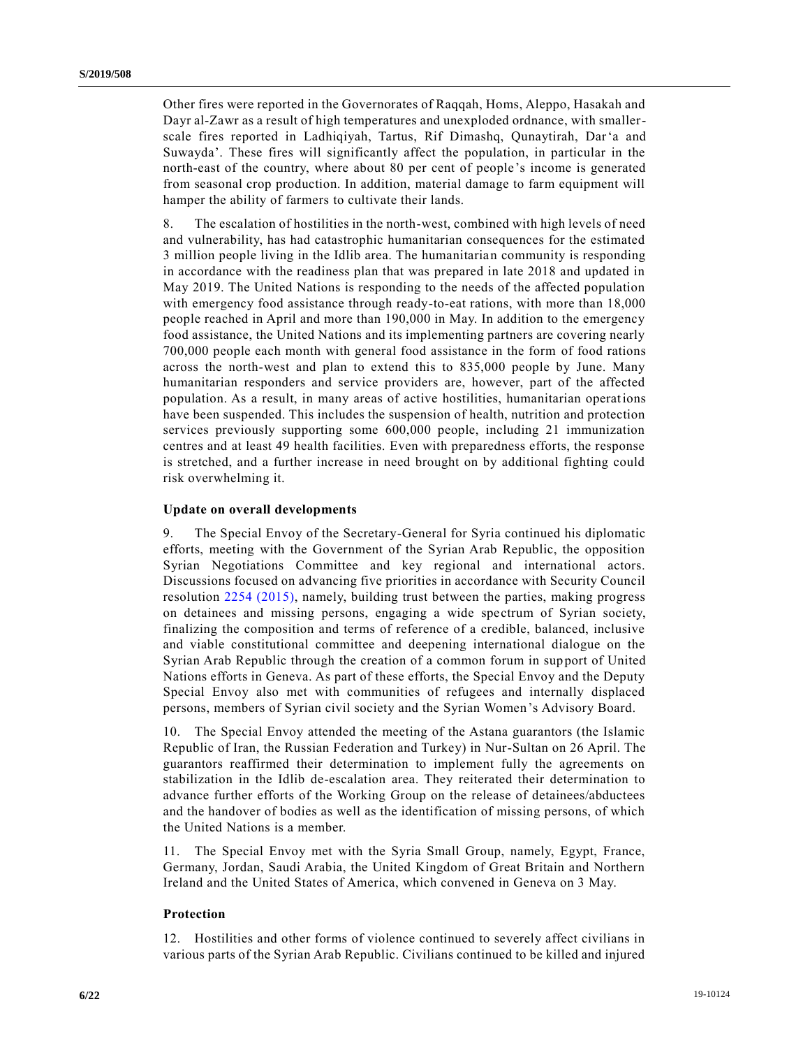Other fires were reported in the Governorates of Raqqah, Homs, Aleppo, Hasakah and Dayr al-Zawr as a result of high temperatures and unexploded ordnance, with smaller-scale fires reported in Ladhiqiyah, Tartus, Rif Dimashq, Qunaytirah, Dar'a and Suwayda'. These fires will significantly affect the population, in particular in the north-east of the country, where about 80 per cent of people's income is generated from seasonal crop production. In addition, material damage to farm equipment will hamper the ability of farmers to cultivate their lands.

8. The escalation of hostilities in the north-west, combined with high levels of need and vulnerability, has had catastrophic humanitarian consequences for the estimated 3 million people living in the Idlib area. The humanitarian community is responding in accordance with the readiness plan that was prepared in late 2018 and updated in May 2019. The United Nations is responding to the needs of the affected population with emergency food assistance through ready-to-eat rations, with more than 18,000 people reached in April and more than 190,000 in May. In addition to the emergency food assistance, the United Nations and its implementing partners are covering nearly 700,000 people each month with general food assistance in the form of food rations across the north-west and plan to extend this to 835,000 people by June. Many humanitarian responders and service providers are, however, part of the affected population. As a result, in many areas of active hostilities, humanitarian operations have been suspended. This includes the suspension of health, nutrition and protection services previously supporting some 600,000 people, including 21 immunization centres and at least 49 health facilities. Even with preparedness efforts, the response is stretched, and a further increase in need brought on by additional fighting could risk overwhelming it.

### Update on overall developments

9. The Special Envoy of the Secretary-General for Syria continued his diplomatic efforts, meeting with the Government of the Syrian Arab Republic, the opposition Syrian Negotiations Committee and key regional and international actors. Discussions focused on advancing five priorities in accordance with Security Council resolution 2254 (2015), namely, building trust between the parties, making progress on detainees and missing persons, engaging a wide spectrum of Syrian society, finalizing the composition and terms of reference of a credible, balanced, inclusive and viable constitutional committee and deepening international dialogue on the Syrian Arab Republic through the creation of a common forum in support of United Nations efforts in Geneva. As part of these efforts, the Special Envoy and the Deputy Special Envoy also met with communities of refugees and internally displaced persons, members of Syrian civil society and the Syrian Women's Advisory Board.

10. The Special Envoy attended the meeting of the Astana guarantors (the Islamic Republic of Iran, the Russian Federation and Turkey) in Nur-Sultan on 26 April. The guarantors reaffirmed their determination to implement fully the agreements on stabilization in the Idlib de-escalation area. They reiterated their determination to advance further efforts of the Working Group on the release of detainees/abductees and the handover of bodies as well as the identification of missing persons, of which the United Nations is a member.

11. The Special Envoy met with the Syria Small Group, namely, Egypt, France, Germany, Jordan, Saudi Arabia, the United Kingdom of Great Britain and Northern Ireland and the United States of America, which convened in Geneva on 3 May.

### Protection

12. Hostilities and other forms of violence continued to severely affect civilians in various parts of the Syrian Arab Republic. Civilians continued to be killed and injured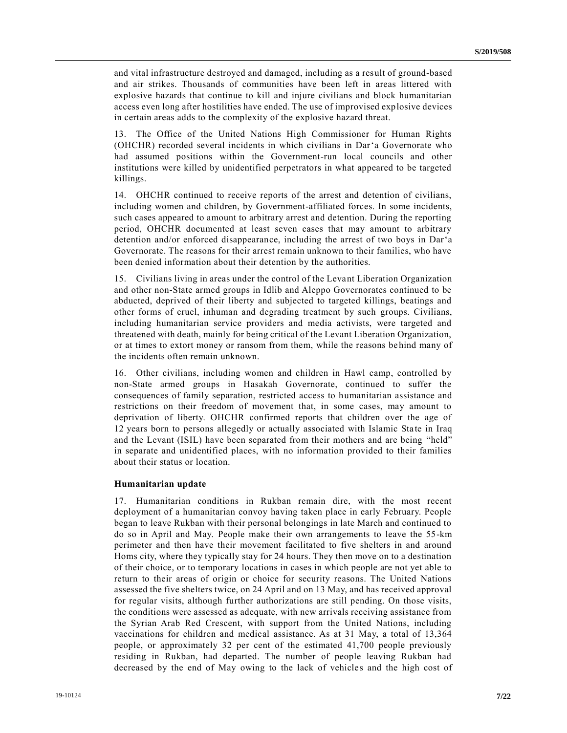and vital infrastructure destroyed and damaged, including as a result of ground-based and air strikes. Thousands of communities have been left in areas littered with explosive hazards that continue to kill and injure civilians and block humanitarian access even long after hostilities have ended. The use of improvised explosive devices in certain areas adds to the complexity of the explosive hazard threat.

13. The Office of the United Nations High Commissioner for Human Rights (OHCHR) recorded several incidents in which civilians in Dar'a Governorate who had assumed positions within the Government-run local councils and other institutions were killed by unidentified perpetrators in what appeared to be targeted killings.

14. OHCHR continued to receive reports of the arrest and detention of civilians, including women and children, by Government-affiliated forces. In some incidents, such cases appeared to amount to arbitrary arrest and detention. During the reporting period, OHCHR documented at least seven cases that may amount to arbitrary detention and/or enforced disappearance, including the arrest of two boys in Dar'a Governorate. The reasons for their arrest remain unknown to their families, who have been denied information about their detention by the authorities.

15. Civilians living in areas under the control of the Levant Liberation Organization and other non-State armed groups in Idlib and Aleppo Governorates continued to be abducted, deprived of their liberty and subjected to targeted killings, beatings and other forms of cruel, inhuman and degrading treatment by such groups. Civilians, including humanitarian service providers and media activists, were targeted and threatened with death, mainly for being critical of the Levant Liberation Organization, or at times to extort money or ransom from them, while the reasons behind many of the incidents often remain unknown.

16. Other civilians, including women and children in Hawl camp, controlled by non-State armed groups in Hasakah Governorate, continued to suffer the consequences of family separation, restricted access to humanitarian assistance and restrictions on their freedom of movement that, in some cases, may amount to deprivation of liberty. OHCHR confirmed reports that children over the age of 12 years born to persons allegedly or actually associated with Islamic State in Iraq and the Levant (ISIL) have been separated from their mothers and are being "held" in separate and unidentified places, with no information provided to their families about their status or location.

### Humanitarian update

17. Humanitarian conditions in Rukban remain dire, with the most recent deployment of a humanitarian convoy having taken place in early February. People began to leave Rukban with their personal belongings in late March and continued to do so in April and May. People make their own arrangements to leave the 55-km perimeter and then have their movement facilitated to five shelters in and around Homs city, where they typically stay for 24 hours. They then move on to a destination of their choice, or to temporary locations in cases in which people are not yet able to return to their areas of origin or choice for security reasons. The United Nations assessed the five shelters twice, on 24 April and on 13 May, and has received approval for regular visits, although further authorizations are still pending. On those visits, the conditions were assessed as adequate, with new arrivals receiving assistance from the Syrian Arab Red Crescent, with support from the United Nations, including vaccinations for children and medical assistance. As at 31 May, a total of 13,364 people, or approximately 32 per cent of the estimated 41,700 people previously residing in Rukban, had departed. The number of people leaving Rukban had decreased by the end of May owing to the lack of vehicles and the high cost of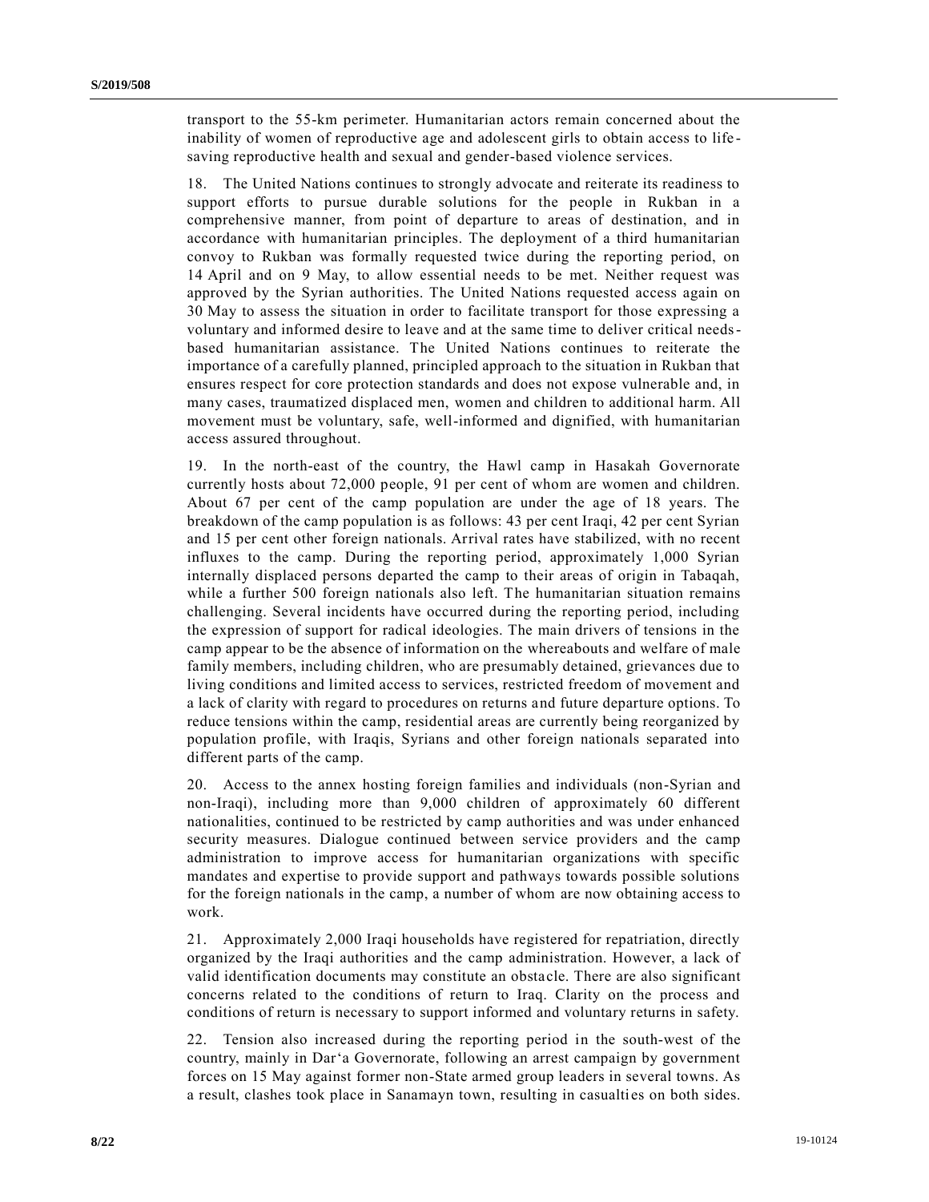transport to the 55-km perimeter. Humanitarian actors remain concerned about the inability of women of reproductive age and adolescent girls to obtain access to life-saving reproductive health and sexual and gender-based violence services.

18. The United Nations continues to strongly advocate and reiterate its readiness to support efforts to pursue durable solutions for the people in Rukban in a comprehensive manner, from point of departure to areas of destination, and in accordance with humanitarian principles. The deployment of a third humanitarian convoy to Rukban was formally requested twice during the reporting period, on 14 April and on 9 May, to allow essential needs to be met. Neither request was approved by the Syrian authorities. The United Nations requested access again on 30 May to assess the situation in order to facilitate transport for those expressing a voluntary and informed desire to leave and at the same time to deliver critical needs-based humanitarian assistance. The United Nations continues to reiterate the importance of a carefully planned, principled approach to the situation in Rukban that ensures respect for core protection standards and does not expose vulnerable and, in many cases, traumatized displaced men, women and children to additional harm. All movement must be voluntary, safe, well-informed and dignified, with humanitarian access assured throughout.

19. In the north-east of the country, the Hawl camp in Hasakah Governorate currently hosts about 72,000 people, 91 per cent of whom are women and children. About 67 per cent of the camp population are under the age of 18 years. The breakdown of the camp population is as follows: 43 per cent Iraqi, 42 per cent Syrian and 15 per cent other foreign nationals. Arrival rates have stabilized, with no recent influxes to the camp. During the reporting period, approximately 1,000 Syrian internally displaced persons departed the camp to their areas of origin in Tabaqah, while a further 500 foreign nationals also left. The humanitarian situation remains challenging. Several incidents have occurred during the reporting period, including the expression of support for radical ideologies. The main drivers of tensions in the camp appear to be the absence of information on the whereabouts and welfare of male family members, including children, who are presumably detained, grievances due to living conditions and limited access to services, restricted freedom of movement and a lack of clarity with regard to procedures on returns and future departure options. To reduce tensions within the camp, residential areas are currently being reorganized by population profile, with Iraqis, Syrians and other foreign nationals separated into different parts of the camp.

20. Access to the annex hosting foreign families and individuals (non-Syrian and non-Iraqi), including more than 9,000 children of approximately 60 different nationalities, continued to be restricted by camp authorities and was under enhanced security measures. Dialogue continued between service providers and the camp administration to improve access for humanitarian organizations with specific mandates and expertise to provide support and pathways towards possible solutions for the foreign nationals in the camp, a number of whom are now obtaining access to work.

21. Approximately 2,000 Iraqi households have registered for repatriation, directly organized by the Iraqi authorities and the camp administration. However, a lack of valid identification documents may constitute an obstacle. There are also significant concerns related to the conditions of return to Iraq. Clarity on the process and conditions of return is necessary to support informed and voluntary returns in safety.

22. Tension also increased during the reporting period in the south-west of the country, mainly in Dar'a Governorate, following an arrest campaign by government forces on 15 May against former non-State armed group leaders in several towns. As a result, clashes took place in Sanamayn town, resulting in casualties on both sides.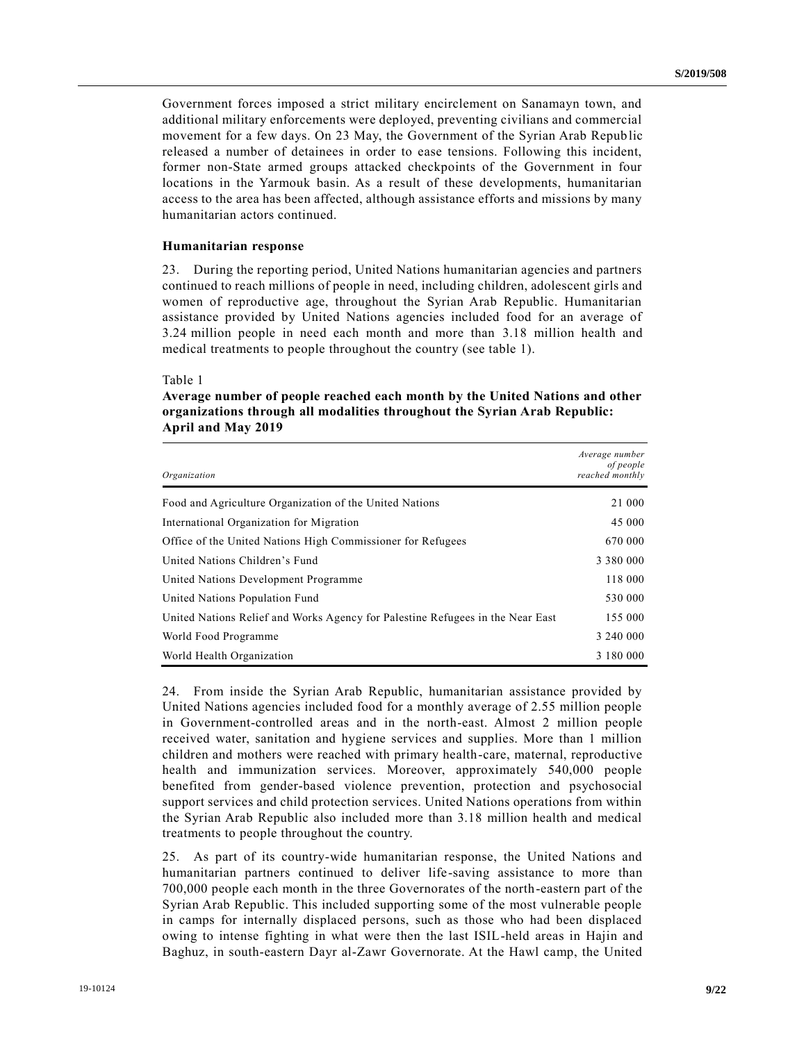Government forces imposed a strict military encirclement on Sanamayn town, and additional military enforcements were deployed, preventing civilians and commercial movement for a few days. On 23 May, the Government of the Syrian Arab Republic released a number of detainees in order to ease tensions. Following this incident, former non-State armed groups attacked checkpoints of the Government in four locations in the Yarmouk basin. As a result of these developments, humanitarian access to the area has been affected, although assistance efforts and missions by many humanitarian actors continued.

### Humanitarian response

23. During the reporting period, United Nations humanitarian agencies and partners continued to reach millions of people in need, including children, adolescent girls and women of reproductive age, throughout the Syrian Arab Republic. Humanitarian assistance provided by United Nations agencies included food for an average of 3.24 million people in need each month and more than 3.18 million health and medical treatments to people throughout the country (see table 1).

Table 1

**Average number of people reached each month by the United Nations and other organizations through all modalities throughout the Syrian Arab Republic: April and May 2019**

| *Organization* | *Average number of people reached monthly* |
|---|---:|
| Food and Agriculture Organization of the United Nations | 21 000 |
| International Organization for Migration | 45 000 |
| Office of the United Nations High Commissioner for Refugees | 670 000 |
| United Nations Children's Fund | 3 380 000 |
| United Nations Development Programme | 118 000 |
| United Nations Population Fund | 530 000 |
| United Nations Relief and Works Agency for Palestine Refugees in the Near East | 155 000 |
| World Food Programme | 3 240 000 |
| World Health Organization | 3 180 000 |

24. From inside the Syrian Arab Republic, humanitarian assistance provided by United Nations agencies included food for a monthly average of 2.55 million people in Government-controlled areas and in the north-east. Almost 2 million people received water, sanitation and hygiene services and supplies. More than 1 million children and mothers were reached with primary health-care, maternal, reproductive health and immunization services. Moreover, approximately 540,000 people benefited from gender-based violence prevention, protection and psychosocial support services and child protection services. United Nations operations from within the Syrian Arab Republic also included more than 3.18 million health and medical treatments to people throughout the country.

25. As part of its country-wide humanitarian response, the United Nations and humanitarian partners continued to deliver life-saving assistance to more than 700,000 people each month in the three Governorates of the north-eastern part of the Syrian Arab Republic. This included supporting some of the most vulnerable people in camps for internally displaced persons, such as those who had been displaced owing to intense fighting in what were then the last ISIL-held areas in Hajin and Baghuz, in south-eastern Dayr al-Zawr Governorate. At the Hawl camp, the United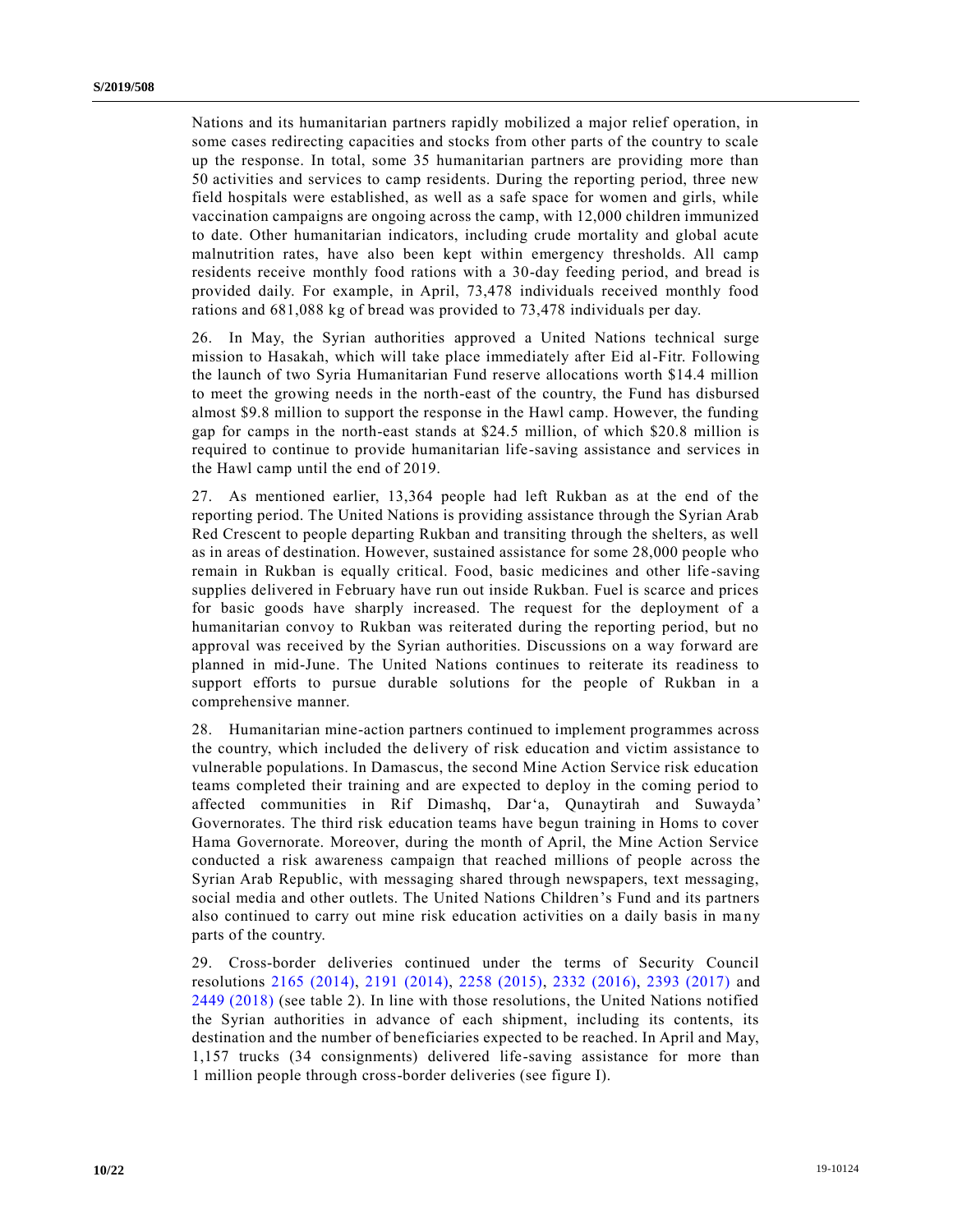Nations and its humanitarian partners rapidly mobilized a major relief operation, in some cases redirecting capacities and stocks from other parts of the country to scale up the response. In total, some 35 humanitarian partners are providing more than 50 activities and services to camp residents. During the reporting period, three new field hospitals were established, as well as a safe space for women and girls, while vaccination campaigns are ongoing across the camp, with 12,000 children immunized to date. Other humanitarian indicators, including crude mortality and global acute malnutrition rates, have also been kept within emergency thresholds. All camp residents receive monthly food rations with a 30-day feeding period, and bread is provided daily. For example, in April, 73,478 individuals received monthly food rations and 681,088 kg of bread was provided to 73,478 individuals per day.

26. In May, the Syrian authorities approved a United Nations technical surge mission to Hasakah, which will take place immediately after Eid al-Fitr. Following the launch of two Syria Humanitarian Fund reserve allocations worth $14.4 million to meet the growing needs in the north-east of the country, the Fund has disbursed almost $9.8 million to support the response in the Hawl camp. However, the funding gap for camps in the north-east stands at $24.5 million, of which $20.8 million is required to continue to provide humanitarian life-saving assistance and services in the Hawl camp until the end of 2019.

27. As mentioned earlier, 13,364 people had left Rukban as at the end of the reporting period. The United Nations is providing assistance through the Syrian Arab Red Crescent to people departing Rukban and transiting through the shelters, as well as in areas of destination. However, sustained assistance for some 28,000 people who remain in Rukban is equally critical. Food, basic medicines and other life-saving supplies delivered in February have run out inside Rukban. Fuel is scarce and prices for basic goods have sharply increased. The request for the deployment of a humanitarian convoy to Rukban was reiterated during the reporting period, but no approval was received by the Syrian authorities. Discussions on a way forward are planned in mid-June. The United Nations continues to reiterate its readiness to support efforts to pursue durable solutions for the people of Rukban in a comprehensive manner.

28. Humanitarian mine-action partners continued to implement programmes across the country, which included the delivery of risk education and victim assistance to vulnerable populations. In Damascus, the second Mine Action Service risk education teams completed their training and are expected to deploy in the coming period to affected communities in Rif Dimashq, Dar'a, Qunaytirah and Suwayda' Governorates. The third risk education teams have begun training in Homs to cover Hama Governorate. Moreover, during the month of April, the Mine Action Service conducted a risk awareness campaign that reached millions of people across the Syrian Arab Republic, with messaging shared through newspapers, text messaging, social media and other outlets. The United Nations Children's Fund and its partners also continued to carry out mine risk education activities on a daily basis in many parts of the country.

29. Cross-border deliveries continued under the terms of Security Council resolutions 2165 (2014), 2191 (2014), 2258 (2015), 2332 (2016), 2393 (2017) and 2449 (2018) (see table 2). In line with those resolutions, the United Nations notified the Syrian authorities in advance of each shipment, including its contents, its destination and the number of beneficiaries expected to be reached. In April and May, 1,157 trucks (34 consignments) delivered life-saving assistance for more than 1 million people through cross-border deliveries (see figure I).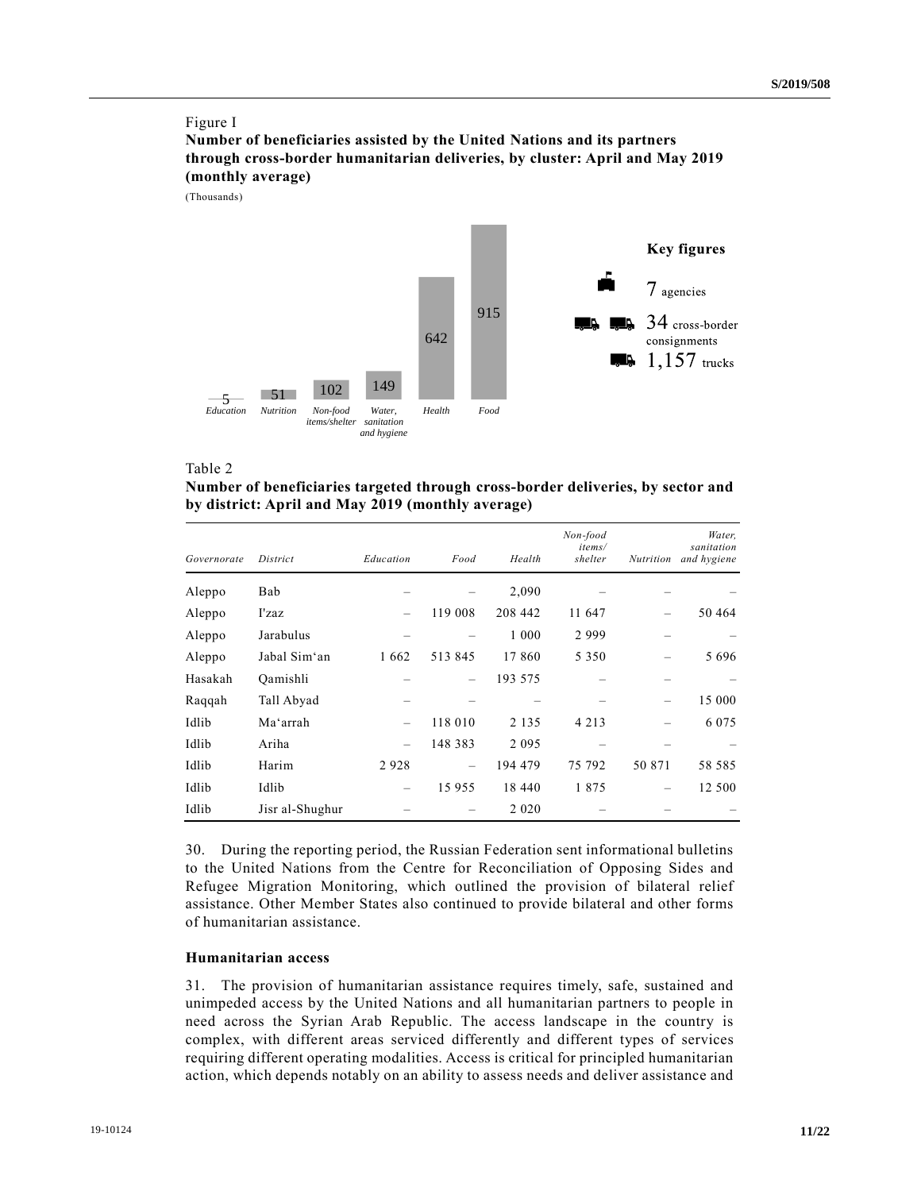Figure I

**Number of beneficiaries assisted by the United Nations and its partners through cross-border humanitarian deliveries, by cluster: April and May 2019 (monthly average)**

(Thousands)

| Cluster | Beneficiaries (thousands) |
|---|---|
| *Education* | 5 |
| *Nutrition* | 51 |
| *Non-food items/shelter* | 102 |
| *Water, sanitation and hygiene* | 149 |
| *Health* | 642 |
| *Food* | 915 |

**Key figures**

7 agencies

34 cross-border consignments

1,157 trucks

Table 2

**Number of beneficiaries targeted through cross-border deliveries, by sector and by district: April and May 2019 (monthly average)**

| *Governorate* | *District* | *Education* | *Food* | *Health* | *Non-food items/ shelter* | *Nutrition* | *Water, sanitation and hygiene* |
|---|---|---|---|---|---|---|---|
| Aleppo | Bab | – | – | 2,090 | – | – | – |
| Aleppo | I'zaz | – | 119 008 | 208 442 | 11 647 | – | 50 464 |
| Aleppo | Jarabulus | – | – | 1 000 | 2 999 | – | – |
| Aleppo | Jabal Sim'an | 1 662 | 513 845 | 17 860 | 5 350 | – | 5 696 |
| Hasakah | Qamishli | – | – | 193 575 | – | – | – |
| Raqqah | Tall Abyad | – | – | – | – | – | 15 000 |
| Idlib | Ma'arrah | – | 118 010 | 2 135 | 4 213 | – | 6 075 |
| Idlib | Ariha | – | 148 383 | 2 095 | – | – | – |
| Idlib | Harim | 2 928 | – | 194 479 | 75 792 | 50 871 | 58 585 |
| Idlib | Idlib | – | 15 955 | 18 440 | 1 875 | – | 12 500 |
| Idlib | Jisr al-Shughur | – | – | 2 020 | – | – | – |

30. During the reporting period, the Russian Federation sent informational bulletins to the United Nations from the Centre for Reconciliation of Opposing Sides and Refugee Migration Monitoring, which outlined the provision of bilateral relief assistance. Other Member States also continued to provide bilateral and other forms of humanitarian assistance.

**Humanitarian access**

31. The provision of humanitarian assistance requires timely, safe, sustained and unimpeded access by the United Nations and all humanitarian partners to people in need across the Syrian Arab Republic. The access landscape in the country is complex, with different areas serviced differently and different types of services requiring different operating modalities. Access is critical for principled humanitarian action, which depends notably on an ability to assess needs and deliver assistance and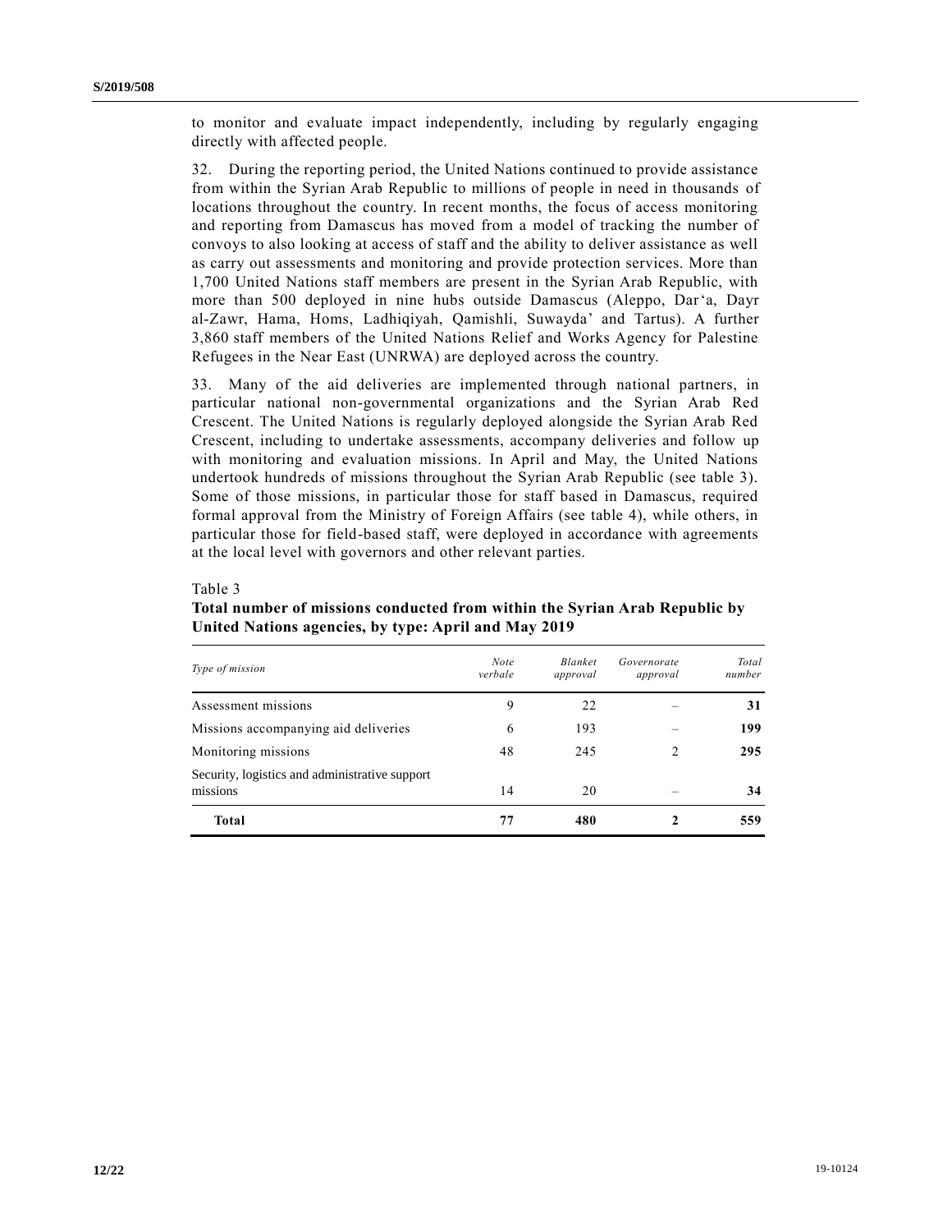to monitor and evaluate impact independently, including by regularly engaging directly with affected people.

32. During the reporting period, the United Nations continued to provide assistance from within the Syrian Arab Republic to millions of people in need in thousands of locations throughout the country. In recent months, the focus of access monitoring and reporting from Damascus has moved from a model of tracking the number of convoys to also looking at access of staff and the ability to deliver assistance as well as carry out assessments and monitoring and provide protection services. More than 1,700 United Nations staff members are present in the Syrian Arab Republic, with more than 500 deployed in nine hubs outside Damascus (Aleppo, Dar'a, Dayr al-Zawr, Hama, Homs, Ladhiqiyah, Qamishli, Suwayda' and Tartus). A further 3,860 staff members of the United Nations Relief and Works Agency for Palestine Refugees in the Near East (UNRWA) are deployed across the country.

33. Many of the aid deliveries are implemented through national partners, in particular national non-governmental organizations and the Syrian Arab Red Crescent. The United Nations is regularly deployed alongside the Syrian Arab Red Crescent, including to undertake assessments, accompany deliveries and follow up with monitoring and evaluation missions. In April and May, the United Nations undertook hundreds of missions throughout the Syrian Arab Republic (see table 3). Some of those missions, in particular those for staff based in Damascus, required formal approval from the Ministry of Foreign Affairs (see table 4), while others, in particular those for field-based staff, were deployed in accordance with agreements at the local level with governors and other relevant parties.

Table 3

**Total number of missions conducted from within the Syrian Arab Republic by United Nations agencies, by type: April and May 2019**

| *Type of mission* | *Note verbale* | *Blanket approval* | *Governorate approval* | *Total number* |
|---|---|---|---|---|
| Assessment missions | 9 | 22 | – | **31** |
| Missions accompanying aid deliveries | 6 | 193 | – | **199** |
| Monitoring missions | 48 | 245 | 2 | **295** |
| Security, logistics and administrative support missions | 14 | 20 | – | **34** |
| **Total** | **77** | **480** | **2** | **559** |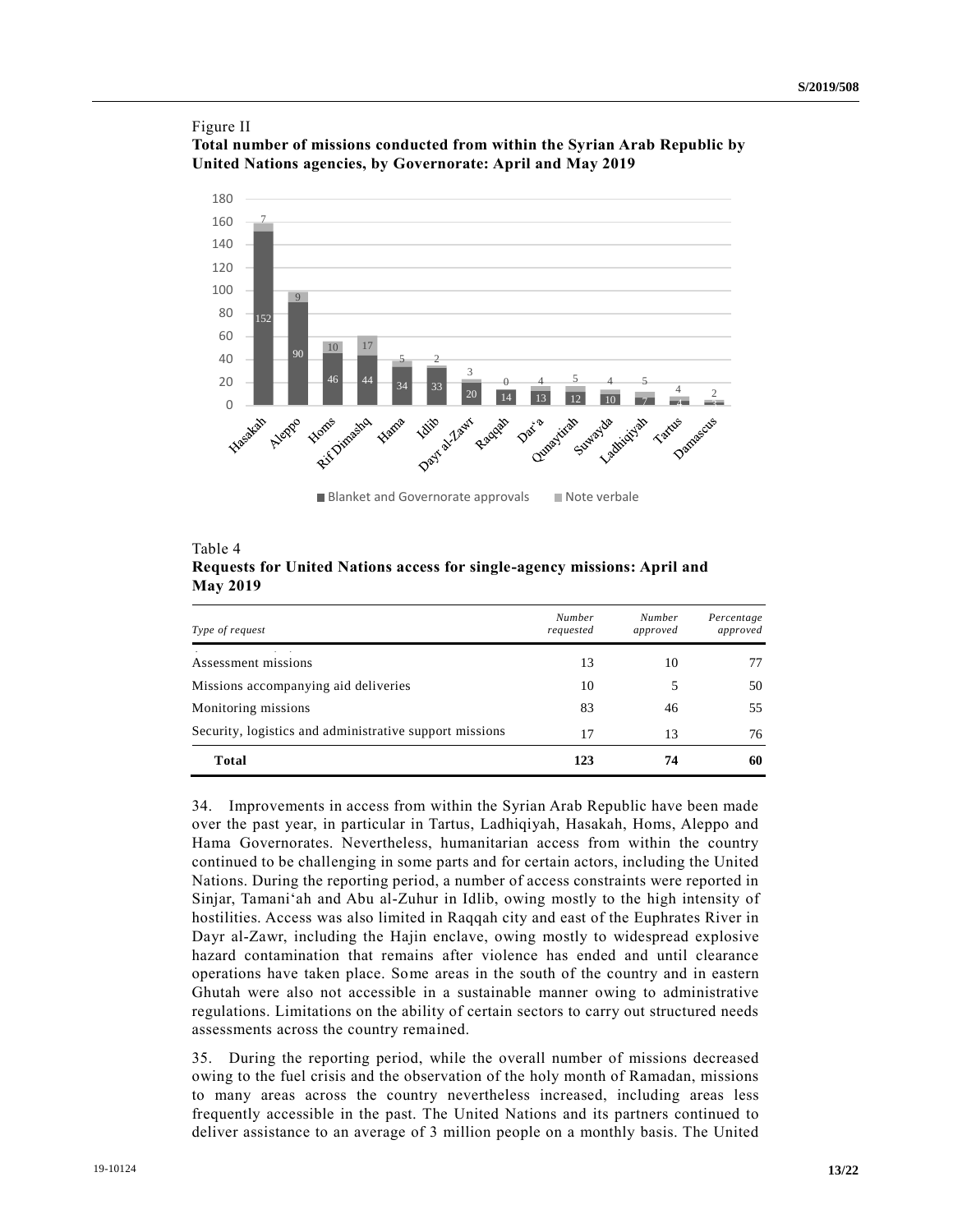Figure II

**Total number of missions conducted from within the Syrian Arab Republic by United Nations agencies, by Governorate: April and May 2019**

| Governorate | Blanket and Governorate approvals | Note verbale |
| --- | --- | --- |
| Hasakah | 152 | 7 |
| Aleppo | 90 | 9 |
| Homs | 46 | 10 |
| Rif Dimashq | 44 | 17 |
| Hama | 34 | 5 |
| Idlib | 33 | 2 |
| Dayr al-Zawr | 20 | 3 |
| Raqqah | 14 | 0 |
| Dar'a | 13 | 4 |
| Qunaytirah | 12 | 5 |
| Suwayda | 10 | 4 |
| Ladhiqiyah | 7 | 5 |
| Tartus | 4 | 4 |
| Damascus | 3 | 2 |

Table 4

**Requests for United Nations access for single-agency missions: April and May 2019**

| *Type of request* | *Number requested* | *Number approved* | *Percentage approved* |
| --- | --- | --- | --- |
| Assessment missions | 13 | 10 | 77 |
| Missions accompanying aid deliveries | 10 | 5 | 50 |
| Monitoring missions | 83 | 46 | 55 |
| Security, logistics and administrative support missions | 17 | 13 | 76 |
| **Total** | **123** | **74** | **60** |

34. Improvements in access from within the Syrian Arab Republic have been made over the past year, in particular in Tartus, Ladhiqiyah, Hasakah, Homs, Aleppo and Hama Governorates. Nevertheless, humanitarian access from within the country continued to be challenging in some parts and for certain actors, including the United Nations. During the reporting period, a number of access constraints were reported in Sinjar, Tamani'ah and Abu al-Zuhur in Idlib, owing mostly to the high intensity of hostilities. Access was also limited in Raqqah city and east of the Euphrates River in Dayr al-Zawr, including the Hajin enclave, owing mostly to widespread explosive hazard contamination that remains after violence has ended and until clearance operations have taken place. Some areas in the south of the country and in eastern Ghutah were also not accessible in a sustainable manner owing to administrative regulations. Limitations on the ability of certain sectors to carry out structured needs assessments across the country remained.

35. During the reporting period, while the overall number of missions decreased owing to the fuel crisis and the observation of the holy month of Ramadan, missions to many areas across the country nevertheless increased, including areas less frequently accessible in the past. The United Nations and its partners continued to deliver assistance to an average of 3 million people on a monthly basis. The United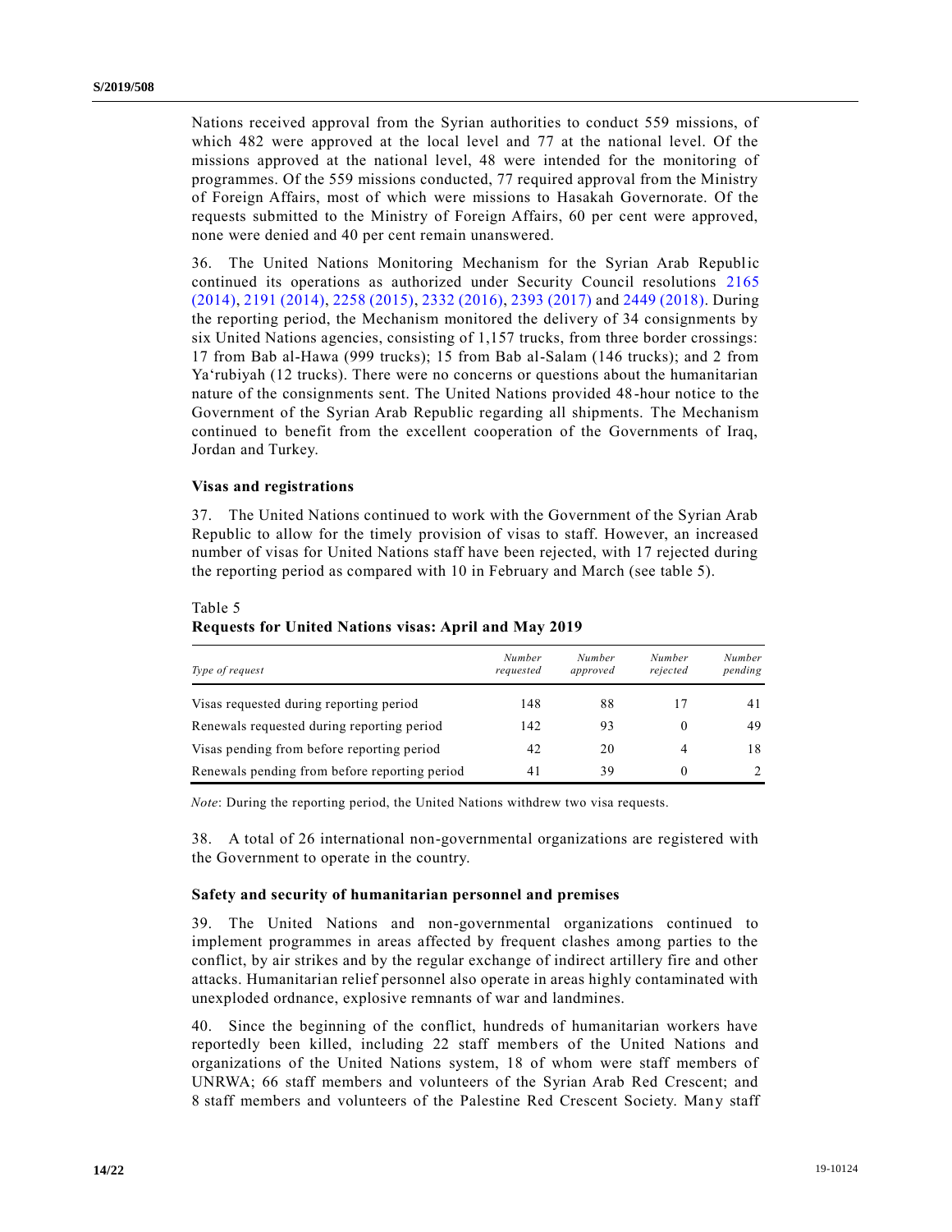Nations received approval from the Syrian authorities to conduct 559 missions, of which 482 were approved at the local level and 77 at the national level. Of the missions approved at the national level, 48 were intended for the monitoring of programmes. Of the 559 missions conducted, 77 required approval from the Ministry of Foreign Affairs, most of which were missions to Hasakah Governorate. Of the requests submitted to the Ministry of Foreign Affairs, 60 per cent were approved, none were denied and 40 per cent remain unanswered.

36. The United Nations Monitoring Mechanism for the Syrian Arab Republic continued its operations as authorized under Security Council resolutions 2165 (2014), 2191 (2014), 2258 (2015), 2332 (2016), 2393 (2017) and 2449 (2018). During the reporting period, the Mechanism monitored the delivery of 34 consignments by six United Nations agencies, consisting of 1,157 trucks, from three border crossings: 17 from Bab al-Hawa (999 trucks); 15 from Bab al-Salam (146 trucks); and 2 from Ya'rubiyah (12 trucks). There were no concerns or questions about the humanitarian nature of the consignments sent. The United Nations provided 48-hour notice to the Government of the Syrian Arab Republic regarding all shipments. The Mechanism continued to benefit from the excellent cooperation of the Governments of Iraq, Jordan and Turkey.

### Visas and registrations

37. The United Nations continued to work with the Government of the Syrian Arab Republic to allow for the timely provision of visas to staff. However, an increased number of visas for United Nations staff have been rejected, with 17 rejected during the reporting period as compared with 10 in February and March (see table 5).

Table 5
**Requests for United Nations visas: April and May 2019**

| *Type of request* | *Number requested* | *Number approved* | *Number rejected* | *Number pending* |
|---|---|---|---|---|
| Visas requested during reporting period | 148 | 88 | 17 | 41 |
| Renewals requested during reporting period | 142 | 93 | 0 | 49 |
| Visas pending from before reporting period | 42 | 20 | 4 | 18 |
| Renewals pending from before reporting period | 41 | 39 | 0 | 2 |

*Note*: During the reporting period, the United Nations withdrew two visa requests.

38. A total of 26 international non-governmental organizations are registered with the Government to operate in the country.

### Safety and security of humanitarian personnel and premises

39. The United Nations and non-governmental organizations continued to implement programmes in areas affected by frequent clashes among parties to the conflict, by air strikes and by the regular exchange of indirect artillery fire and other attacks. Humanitarian relief personnel also operate in areas highly contaminated with unexploded ordnance, explosive remnants of war and landmines.

40. Since the beginning of the conflict, hundreds of humanitarian workers have reportedly been killed, including 22 staff members of the United Nations and organizations of the United Nations system, 18 of whom were staff members of UNRWA; 66 staff members and volunteers of the Syrian Arab Red Crescent; and 8 staff members and volunteers of the Palestine Red Crescent Society. Many staff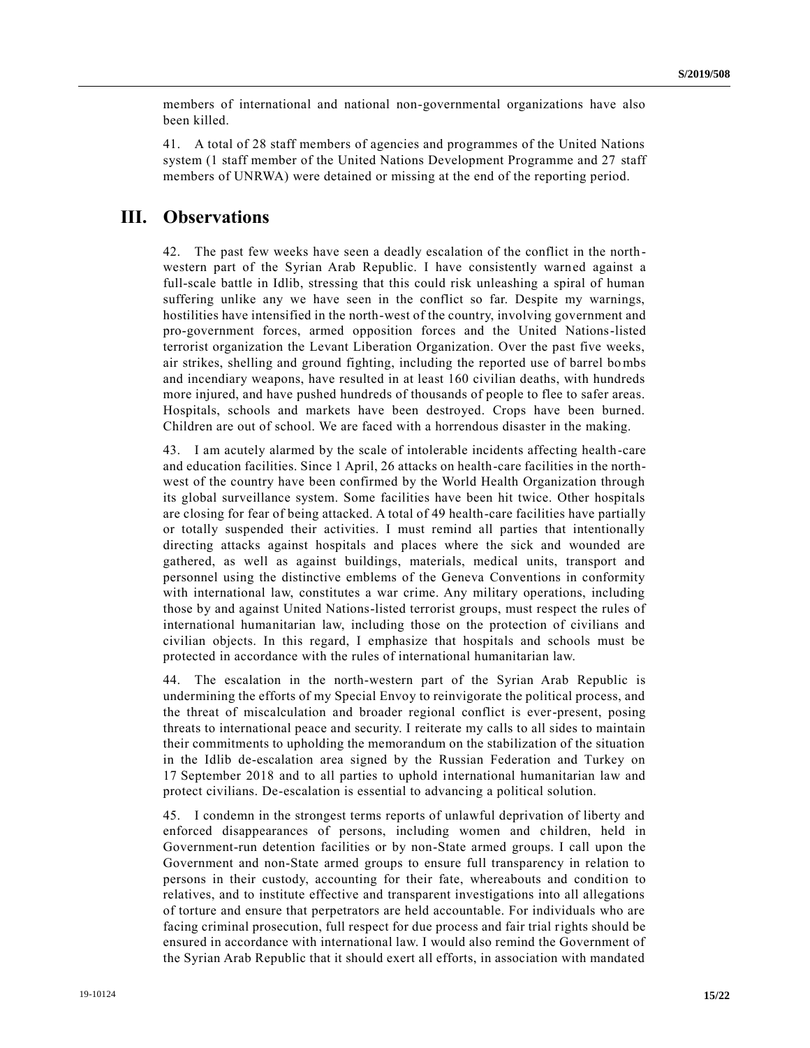members of international and national non-governmental organizations have also been killed.

41. A total of 28 staff members of agencies and programmes of the United Nations system (1 staff member of the United Nations Development Programme and 27 staff members of UNRWA) were detained or missing at the end of the reporting period.

# III. Observations

42. The past few weeks have seen a deadly escalation of the conflict in the north-western part of the Syrian Arab Republic. I have consistently warned against a full-scale battle in Idlib, stressing that this could risk unleashing a spiral of human suffering unlike any we have seen in the conflict so far. Despite my warnings, hostilities have intensified in the north-west of the country, involving government and pro-government forces, armed opposition forces and the United Nations-listed terrorist organization the Levant Liberation Organization. Over the past five weeks, air strikes, shelling and ground fighting, including the reported use of barrel bombs and incendiary weapons, have resulted in at least 160 civilian deaths, with hundreds more injured, and have pushed hundreds of thousands of people to flee to safer areas. Hospitals, schools and markets have been destroyed. Crops have been burned. Children are out of school. We are faced with a horrendous disaster in the making.

43. I am acutely alarmed by the scale of intolerable incidents affecting health-care and education facilities. Since 1 April, 26 attacks on health-care facilities in the north-west of the country have been confirmed by the World Health Organization through its global surveillance system. Some facilities have been hit twice. Other hospitals are closing for fear of being attacked. A total of 49 health-care facilities have partially or totally suspended their activities. I must remind all parties that intentionally directing attacks against hospitals and places where the sick and wounded are gathered, as well as against buildings, materials, medical units, transport and personnel using the distinctive emblems of the Geneva Conventions in conformity with international law, constitutes a war crime. Any military operations, including those by and against United Nations-listed terrorist groups, must respect the rules of international humanitarian law, including those on the protection of civilians and civilian objects. In this regard, I emphasize that hospitals and schools must be protected in accordance with the rules of international humanitarian law.

44. The escalation in the north-western part of the Syrian Arab Republic is undermining the efforts of my Special Envoy to reinvigorate the political process, and the threat of miscalculation and broader regional conflict is ever-present, posing threats to international peace and security. I reiterate my calls to all sides to maintain their commitments to upholding the memorandum on the stabilization of the situation in the Idlib de-escalation area signed by the Russian Federation and Turkey on 17 September 2018 and to all parties to uphold international humanitarian law and protect civilians. De-escalation is essential to advancing a political solution.

45. I condemn in the strongest terms reports of unlawful deprivation of liberty and enforced disappearances of persons, including women and children, held in Government-run detention facilities or by non-State armed groups. I call upon the Government and non-State armed groups to ensure full transparency in relation to persons in their custody, accounting for their fate, whereabouts and condition to relatives, and to institute effective and transparent investigations into all allegations of torture and ensure that perpetrators are held accountable. For individuals who are facing criminal prosecution, full respect for due process and fair trial rights should be ensured in accordance with international law. I would also remind the Government of the Syrian Arab Republic that it should exert all efforts, in association with mandated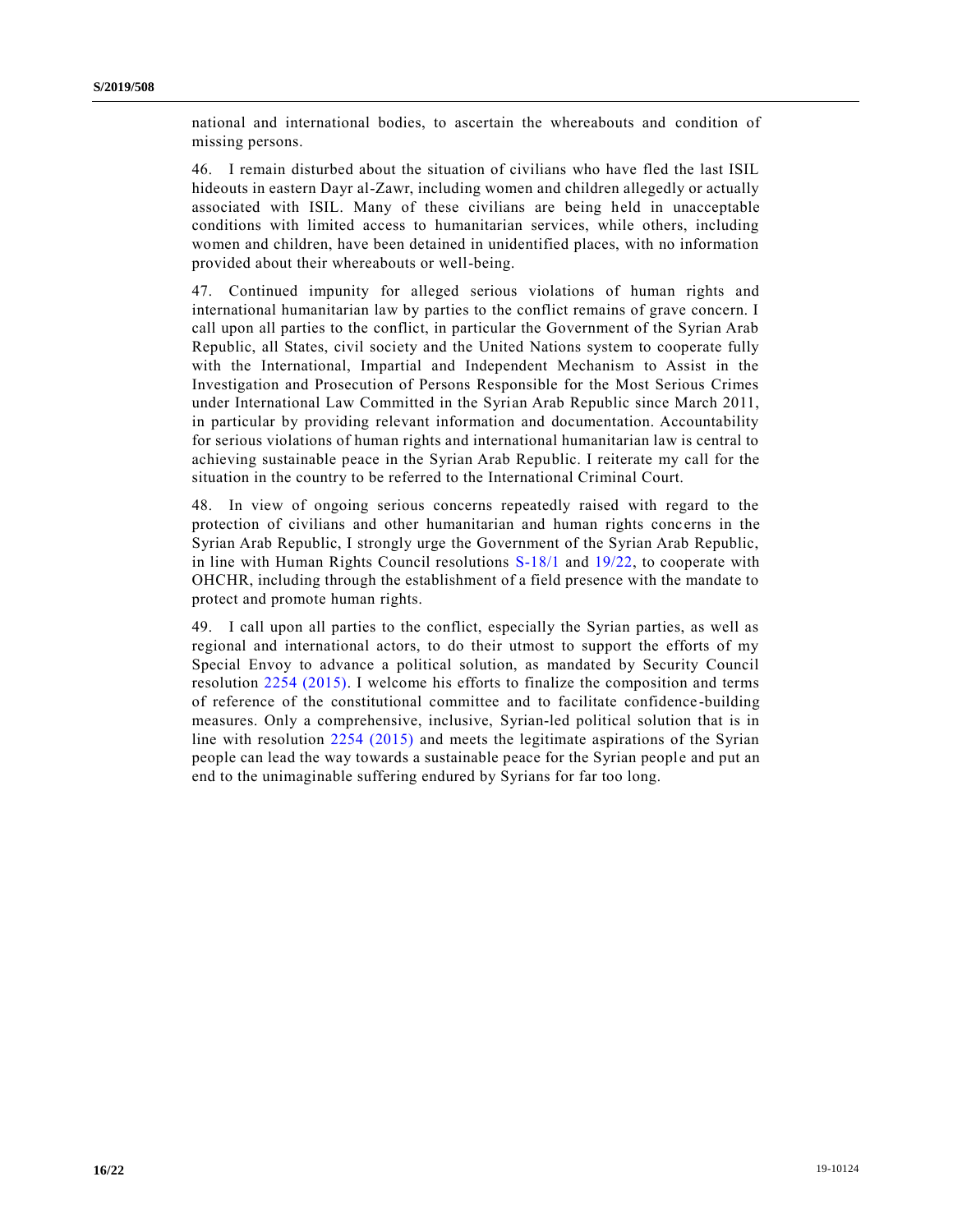national and international bodies, to ascertain the whereabouts and condition of missing persons.

46. I remain disturbed about the situation of civilians who have fled the last ISIL hideouts in eastern Dayr al-Zawr, including women and children allegedly or actually associated with ISIL. Many of these civilians are being held in unacceptable conditions with limited access to humanitarian services, while others, including women and children, have been detained in unidentified places, with no information provided about their whereabouts or well-being.

47. Continued impunity for alleged serious violations of human rights and international humanitarian law by parties to the conflict remains of grave concern. I call upon all parties to the conflict, in particular the Government of the Syrian Arab Republic, all States, civil society and the United Nations system to cooperate fully with the International, Impartial and Independent Mechanism to Assist in the Investigation and Prosecution of Persons Responsible for the Most Serious Crimes under International Law Committed in the Syrian Arab Republic since March 2011, in particular by providing relevant information and documentation. Accountability for serious violations of human rights and international humanitarian law is central to achieving sustainable peace in the Syrian Arab Republic. I reiterate my call for the situation in the country to be referred to the International Criminal Court.

48. In view of ongoing serious concerns repeatedly raised with regard to the protection of civilians and other humanitarian and human rights concerns in the Syrian Arab Republic, I strongly urge the Government of the Syrian Arab Republic, in line with Human Rights Council resolutions S-18/1 and 19/22, to cooperate with OHCHR, including through the establishment of a field presence with the mandate to protect and promote human rights.

49. I call upon all parties to the conflict, especially the Syrian parties, as well as regional and international actors, to do their utmost to support the efforts of my Special Envoy to advance a political solution, as mandated by Security Council resolution 2254 (2015). I welcome his efforts to finalize the composition and terms of reference of the constitutional committee and to facilitate confidence-building measures. Only a comprehensive, inclusive, Syrian-led political solution that is in line with resolution 2254 (2015) and meets the legitimate aspirations of the Syrian people can lead the way towards a sustainable peace for the Syrian people and put an end to the unimaginable suffering endured by Syrians for far too long.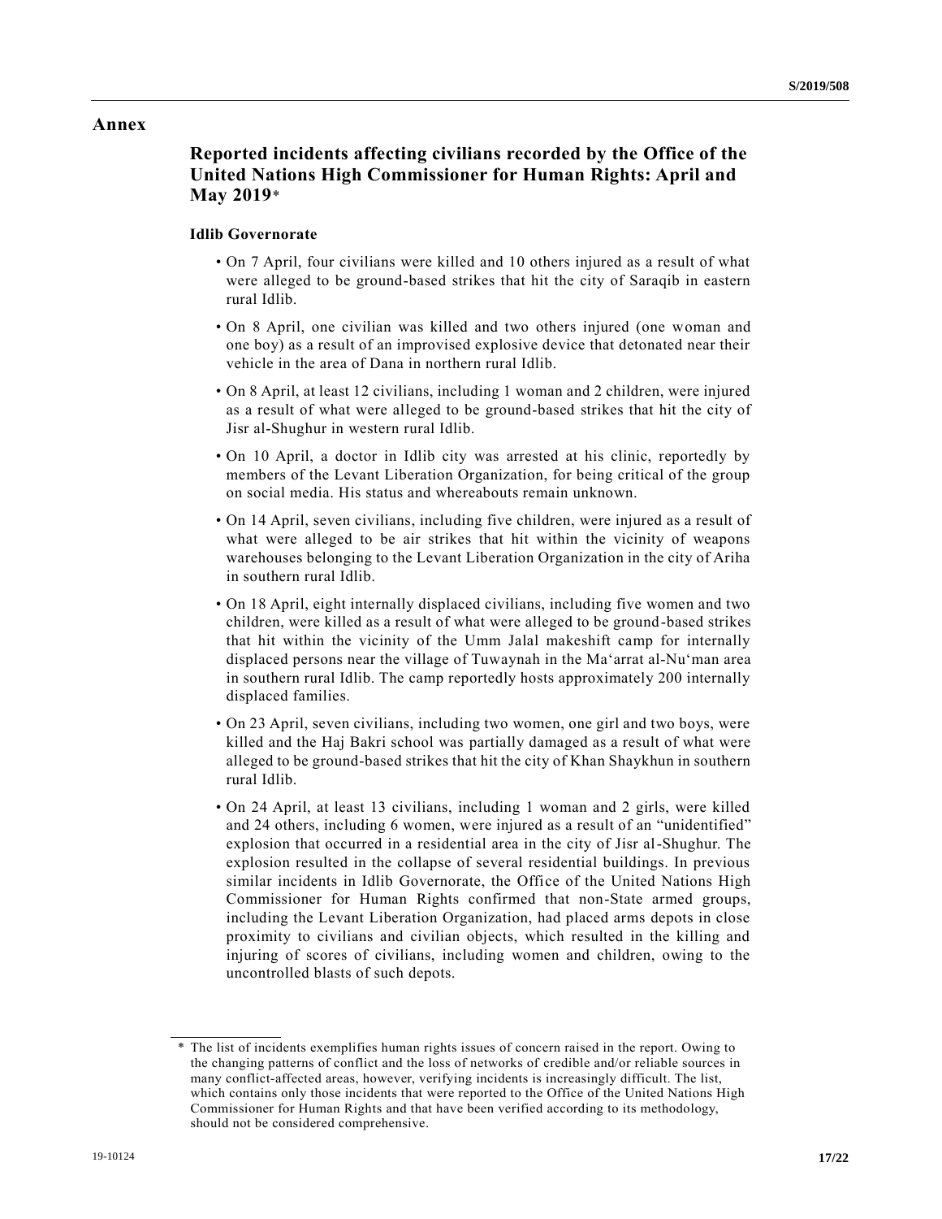# Annex

## Reported incidents affecting civilians recorded by the Office of the United Nations High Commissioner for Human Rights: April and May 2019*

### Idlib Governorate

- On 7 April, four civilians were killed and 10 others injured as a result of what were alleged to be ground-based strikes that hit the city of Saraqib in eastern rural Idlib.
- On 8 April, one civilian was killed and two others injured (one woman and one boy) as a result of an improvised explosive device that detonated near their vehicle in the area of Dana in northern rural Idlib.
- On 8 April, at least 12 civilians, including 1 woman and 2 children, were injured as a result of what were alleged to be ground-based strikes that hit the city of Jisr al-Shughur in western rural Idlib.
- On 10 April, a doctor in Idlib city was arrested at his clinic, reportedly by members of the Levant Liberation Organization, for being critical of the group on social media. His status and whereabouts remain unknown.
- On 14 April, seven civilians, including five children, were injured as a result of what were alleged to be air strikes that hit within the vicinity of weapons warehouses belonging to the Levant Liberation Organization in the city of Ariha in southern rural Idlib.
- On 18 April, eight internally displaced civilians, including five women and two children, were killed as a result of what were alleged to be ground-based strikes that hit within the vicinity of the Umm Jalal makeshift camp for internally displaced persons near the village of Tuwaynah in the Ma‘arrat al-Nu‘man area in southern rural Idlib. The camp reportedly hosts approximately 200 internally displaced families.
- On 23 April, seven civilians, including two women, one girl and two boys, were killed and the Haj Bakri school was partially damaged as a result of what were alleged to be ground-based strikes that hit the city of Khan Shaykhun in southern rural Idlib.
- On 24 April, at least 13 civilians, including 1 woman and 2 girls, were killed and 24 others, including 6 women, were injured as a result of an "unidentified" explosion that occurred in a residential area in the city of Jisr al-Shughur. The explosion resulted in the collapse of several residential buildings. In previous similar incidents in Idlib Governorate, the Office of the United Nations High Commissioner for Human Rights confirmed that non-State armed groups, including the Levant Liberation Organization, had placed arms depots in close proximity to civilians and civilian objects, which resulted in the killing and injuring of scores of civilians, including women and children, owing to the uncontrolled blasts of such depots.

---

\* The list of incidents exemplifies human rights issues of concern raised in the report. Owing to the changing patterns of conflict and the loss of networks of credible and/or reliable sources in many conflict-affected areas, however, verifying incidents is increasingly difficult. The list, which contains only those incidents that were reported to the Office of the United Nations High Commissioner for Human Rights and that have been verified according to its methodology, should not be considered comprehensive.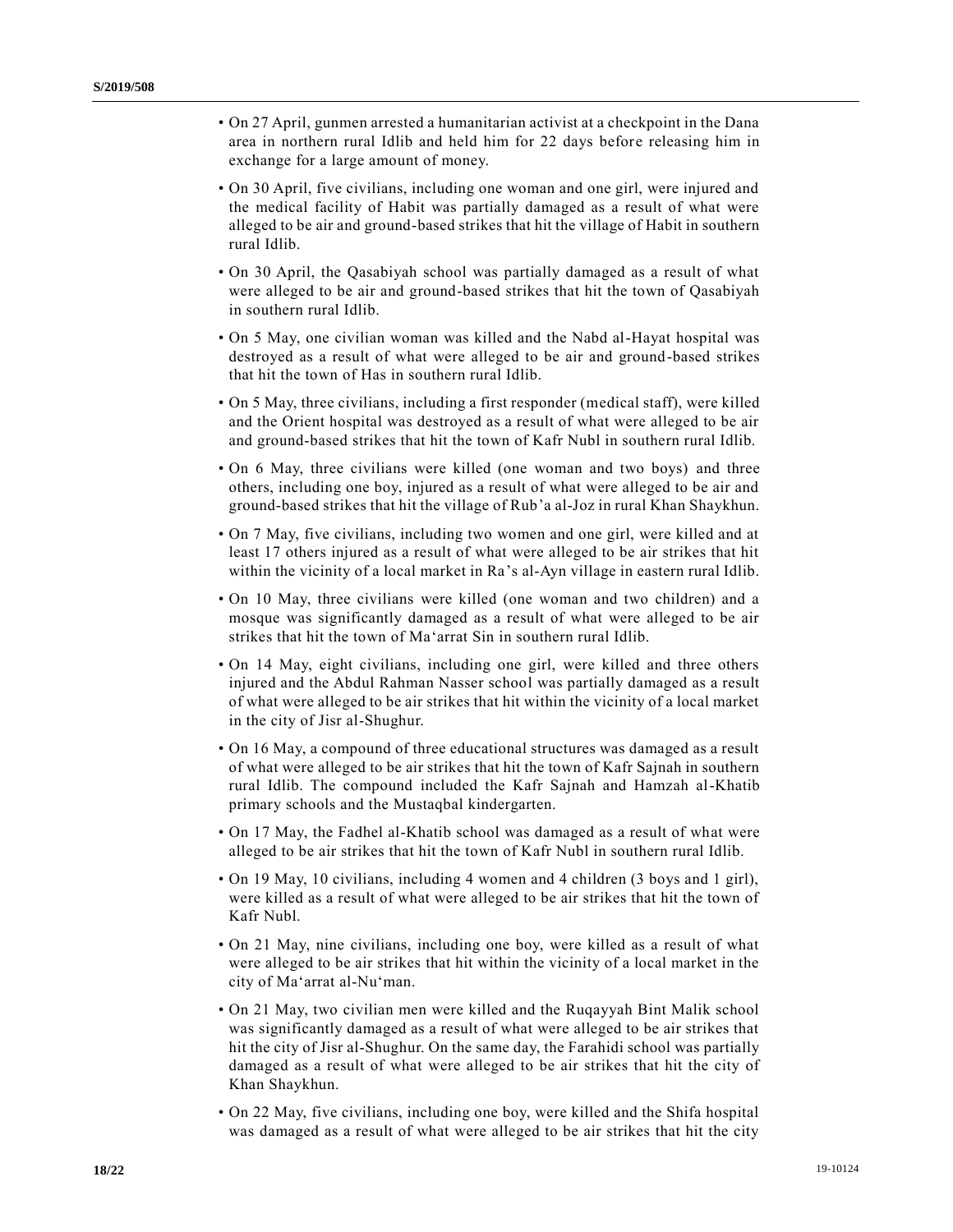- On 27 April, gunmen arrested a humanitarian activist at a checkpoint in the Dana area in northern rural Idlib and held him for 22 days before releasing him in exchange for a large amount of money.
- On 30 April, five civilians, including one woman and one girl, were injured and the medical facility of Habit was partially damaged as a result of what were alleged to be air and ground-based strikes that hit the village of Habit in southern rural Idlib.
- On 30 April, the Qasabiyah school was partially damaged as a result of what were alleged to be air and ground-based strikes that hit the town of Qasabiyah in southern rural Idlib.
- On 5 May, one civilian woman was killed and the Nabd al-Hayat hospital was destroyed as a result of what were alleged to be air and ground-based strikes that hit the town of Has in southern rural Idlib.
- On 5 May, three civilians, including a first responder (medical staff), were killed and the Orient hospital was destroyed as a result of what were alleged to be air and ground-based strikes that hit the town of Kafr Nubl in southern rural Idlib.
- On 6 May, three civilians were killed (one woman and two boys) and three others, including one boy, injured as a result of what were alleged to be air and ground-based strikes that hit the village of Rub'a al-Joz in rural Khan Shaykhun.
- On 7 May, five civilians, including two women and one girl, were killed and at least 17 others injured as a result of what were alleged to be air strikes that hit within the vicinity of a local market in Ra's al-Ayn village in eastern rural Idlib.
- On 10 May, three civilians were killed (one woman and two children) and a mosque was significantly damaged as a result of what were alleged to be air strikes that hit the town of Ma'arrat Sin in southern rural Idlib.
- On 14 May, eight civilians, including one girl, were killed and three others injured and the Abdul Rahman Nasser school was partially damaged as a result of what were alleged to be air strikes that hit within the vicinity of a local market in the city of Jisr al-Shughur.
- On 16 May, a compound of three educational structures was damaged as a result of what were alleged to be air strikes that hit the town of Kafr Sajnah in southern rural Idlib. The compound included the Kafr Sajnah and Hamzah al-Khatib primary schools and the Mustaqbal kindergarten.
- On 17 May, the Fadhel al-Khatib school was damaged as a result of what were alleged to be air strikes that hit the town of Kafr Nubl in southern rural Idlib.
- On 19 May, 10 civilians, including 4 women and 4 children (3 boys and 1 girl), were killed as a result of what were alleged to be air strikes that hit the town of Kafr Nubl.
- On 21 May, nine civilians, including one boy, were killed as a result of what were alleged to be air strikes that hit within the vicinity of a local market in the city of Ma'arrat al-Nu'man.
- On 21 May, two civilian men were killed and the Ruqayyah Bint Malik school was significantly damaged as a result of what were alleged to be air strikes that hit the city of Jisr al-Shughur. On the same day, the Farahidi school was partially damaged as a result of what were alleged to be air strikes that hit the city of Khan Shaykhun.
- On 22 May, five civilians, including one boy, were killed and the Shifa hospital was damaged as a result of what were alleged to be air strikes that hit the city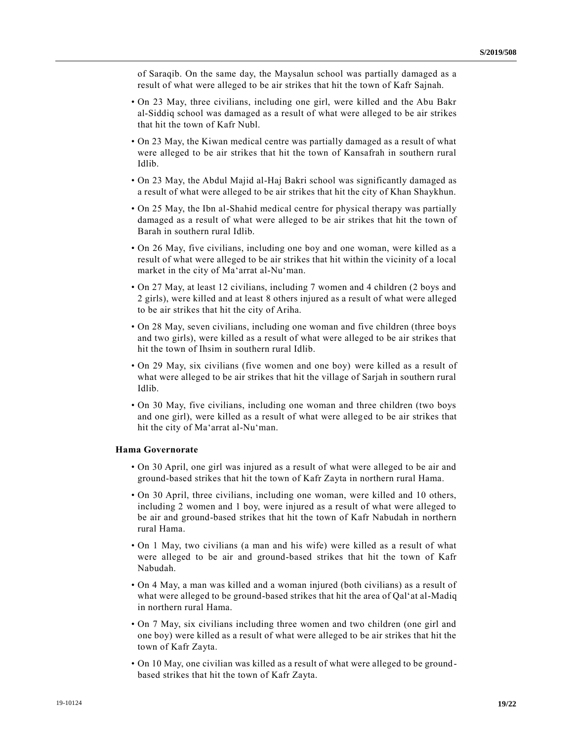of Saraqib. On the same day, the Maysalun school was partially damaged as a result of what were alleged to be air strikes that hit the town of Kafr Sajnah.

- On 23 May, three civilians, including one girl, were killed and the Abu Bakr al-Siddiq school was damaged as a result of what were alleged to be air strikes that hit the town of Kafr Nubl.
- On 23 May, the Kiwan medical centre was partially damaged as a result of what were alleged to be air strikes that hit the town of Kansafrah in southern rural Idlib.
- On 23 May, the Abdul Majid al-Haj Bakri school was significantly damaged as a result of what were alleged to be air strikes that hit the city of Khan Shaykhun.
- On 25 May, the Ibn al-Shahid medical centre for physical therapy was partially damaged as a result of what were alleged to be air strikes that hit the town of Barah in southern rural Idlib.
- On 26 May, five civilians, including one boy and one woman, were killed as a result of what were alleged to be air strikes that hit within the vicinity of a local market in the city of Ma‘arrat al-Nu‘man.
- On 27 May, at least 12 civilians, including 7 women and 4 children (2 boys and 2 girls), were killed and at least 8 others injured as a result of what were alleged to be air strikes that hit the city of Ariha.
- On 28 May, seven civilians, including one woman and five children (three boys and two girls), were killed as a result of what were alleged to be air strikes that hit the town of Ihsim in southern rural Idlib.
- On 29 May, six civilians (five women and one boy) were killed as a result of what were alleged to be air strikes that hit the village of Sarjah in southern rural Idlib.
- On 30 May, five civilians, including one woman and three children (two boys and one girl), were killed as a result of what were alleged to be air strikes that hit the city of Ma‘arrat al-Nu‘man.

**Hama Governorate**

- On 30 April, one girl was injured as a result of what were alleged to be air and ground-based strikes that hit the town of Kafr Zayta in northern rural Hama.
- On 30 April, three civilians, including one woman, were killed and 10 others, including 2 women and 1 boy, were injured as a result of what were alleged to be air and ground-based strikes that hit the town of Kafr Nabudah in northern rural Hama.
- On 1 May, two civilians (a man and his wife) were killed as a result of what were alleged to be air and ground-based strikes that hit the town of Kafr Nabudah.
- On 4 May, a man was killed and a woman injured (both civilians) as a result of what were alleged to be ground-based strikes that hit the area of Qal‘at al-Madiq in northern rural Hama.
- On 7 May, six civilians including three women and two children (one girl and one boy) were killed as a result of what were alleged to be air strikes that hit the town of Kafr Zayta.
- On 10 May, one civilian was killed as a result of what were alleged to be ground-based strikes that hit the town of Kafr Zayta.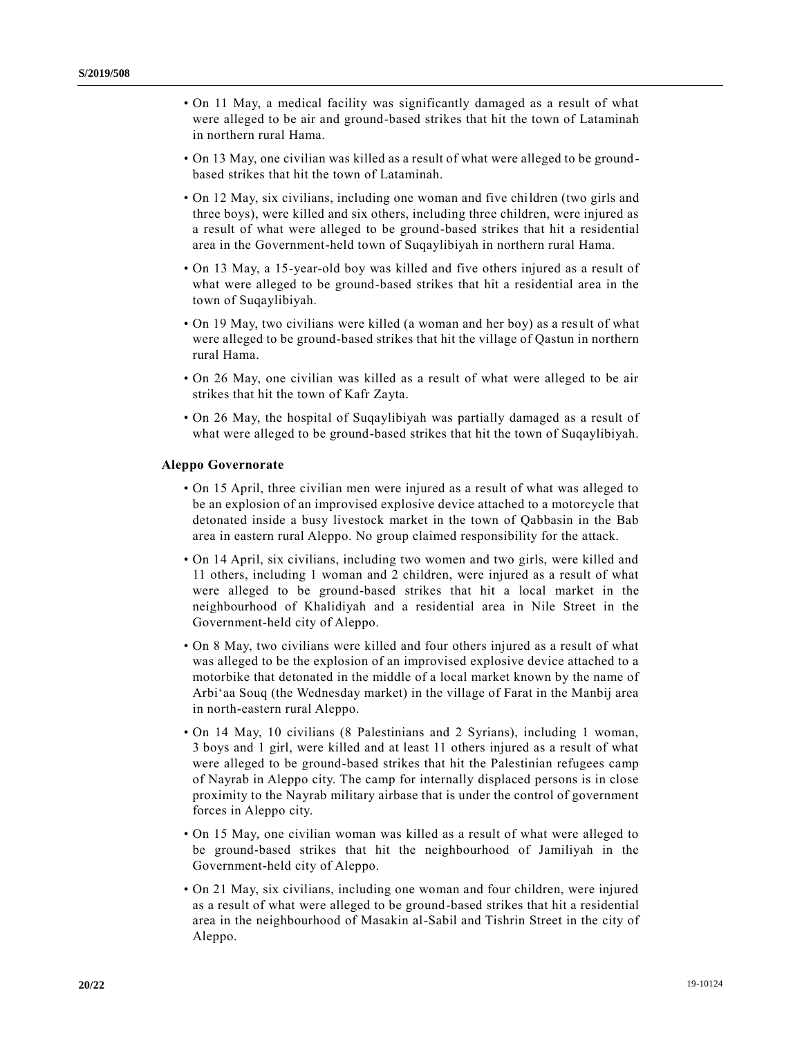- On 11 May, a medical facility was significantly damaged as a result of what were alleged to be air and ground-based strikes that hit the town of Lataminah in northern rural Hama.
- On 13 May, one civilian was killed as a result of what were alleged to be ground-based strikes that hit the town of Lataminah.
- On 12 May, six civilians, including one woman and five children (two girls and three boys), were killed and six others, including three children, were injured as a result of what were alleged to be ground-based strikes that hit a residential area in the Government-held town of Suqaylibiyah in northern rural Hama.
- On 13 May, a 15-year-old boy was killed and five others injured as a result of what were alleged to be ground-based strikes that hit a residential area in the town of Suqaylibiyah.
- On 19 May, two civilians were killed (a woman and her boy) as a result of what were alleged to be ground-based strikes that hit the village of Qastun in northern rural Hama.
- On 26 May, one civilian was killed as a result of what were alleged to be air strikes that hit the town of Kafr Zayta.
- On 26 May, the hospital of Suqaylibiyah was partially damaged as a result of what were alleged to be ground-based strikes that hit the town of Suqaylibiyah.

**Aleppo Governorate**

- On 15 April, three civilian men were injured as a result of what was alleged to be an explosion of an improvised explosive device attached to a motorcycle that detonated inside a busy livestock market in the town of Qabbasin in the Bab area in eastern rural Aleppo. No group claimed responsibility for the attack.
- On 14 April, six civilians, including two women and two girls, were killed and 11 others, including 1 woman and 2 children, were injured as a result of what were alleged to be ground-based strikes that hit a local market in the neighbourhood of Khalidiyah and a residential area in Nile Street in the Government-held city of Aleppo.
- On 8 May, two civilians were killed and four others injured as a result of what was alleged to be the explosion of an improvised explosive device attached to a motorbike that detonated in the middle of a local market known by the name of Arbi'aa Souq (the Wednesday market) in the village of Farat in the Manbij area in north-eastern rural Aleppo.
- On 14 May, 10 civilians (8 Palestinians and 2 Syrians), including 1 woman, 3 boys and 1 girl, were killed and at least 11 others injured as a result of what were alleged to be ground-based strikes that hit the Palestinian refugees camp of Nayrab in Aleppo city. The camp for internally displaced persons is in close proximity to the Nayrab military airbase that is under the control of government forces in Aleppo city.
- On 15 May, one civilian woman was killed as a result of what were alleged to be ground-based strikes that hit the neighbourhood of Jamiliyah in the Government-held city of Aleppo.
- On 21 May, six civilians, including one woman and four children, were injured as a result of what were alleged to be ground-based strikes that hit a residential area in the neighbourhood of Masakin al-Sabil and Tishrin Street in the city of Aleppo.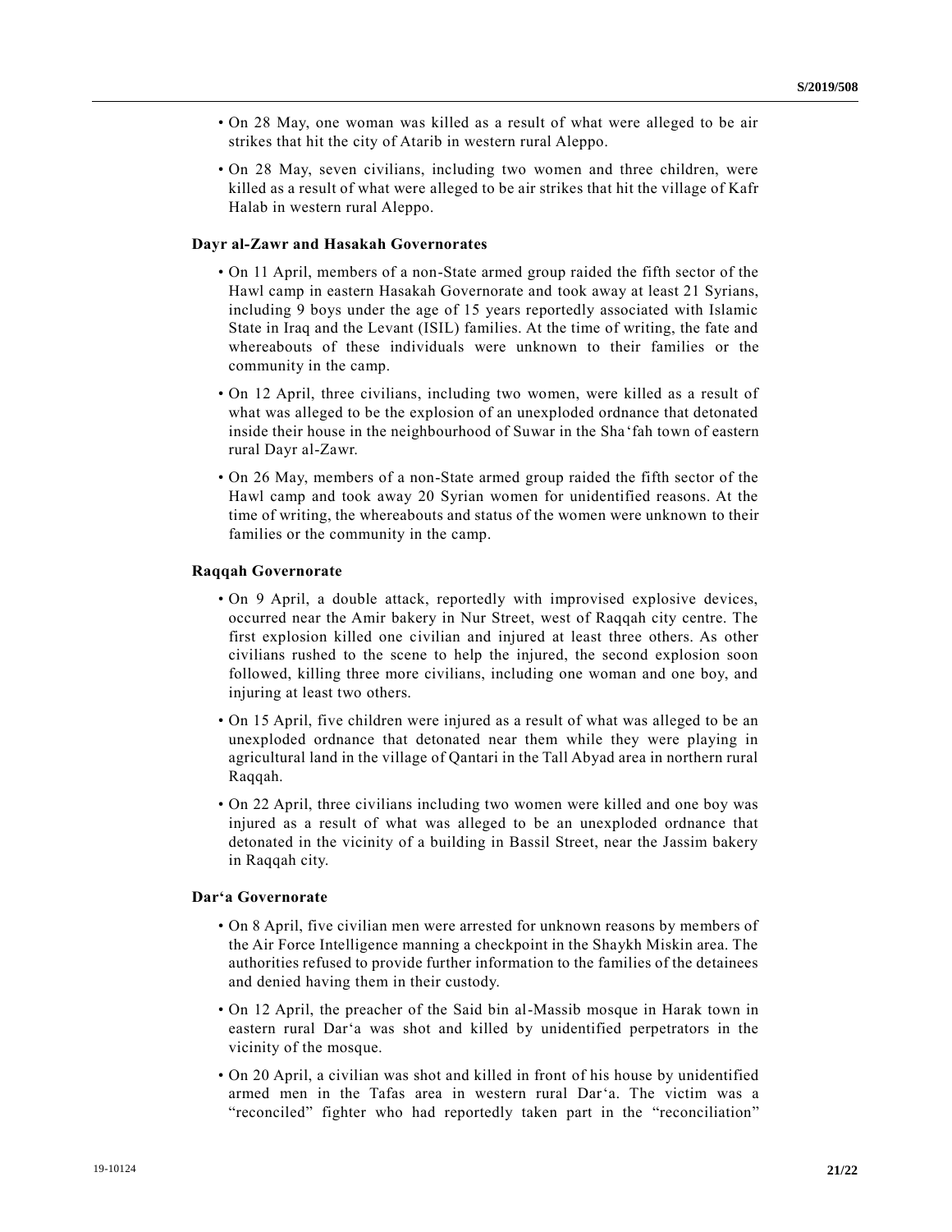- On 28 May, one woman was killed as a result of what were alleged to be air strikes that hit the city of Atarib in western rural Aleppo.

- On 28 May, seven civilians, including two women and three children, were killed as a result of what were alleged to be air strikes that hit the village of Kafr Halab in western rural Aleppo.

**Dayr al-Zawr and Hasakah Governorates**

- On 11 April, members of a non-State armed group raided the fifth sector of the Hawl camp in eastern Hasakah Governorate and took away at least 21 Syrians, including 9 boys under the age of 15 years reportedly associated with Islamic State in Iraq and the Levant (ISIL) families. At the time of writing, the fate and whereabouts of these individuals were unknown to their families or the community in the camp.

- On 12 April, three civilians, including two women, were killed as a result of what was alleged to be the explosion of an unexploded ordnance that detonated inside their house in the neighbourhood of Suwar in the Sha‘fah town of eastern rural Dayr al-Zawr.

- On 26 May, members of a non-State armed group raided the fifth sector of the Hawl camp and took away 20 Syrian women for unidentified reasons. At the time of writing, the whereabouts and status of the women were unknown to their families or the community in the camp.

**Raqqah Governorate**

- On 9 April, a double attack, reportedly with improvised explosive devices, occurred near the Amir bakery in Nur Street, west of Raqqah city centre. The first explosion killed one civilian and injured at least three others. As other civilians rushed to the scene to help the injured, the second explosion soon followed, killing three more civilians, including one woman and one boy, and injuring at least two others.

- On 15 April, five children were injured as a result of what was alleged to be an unexploded ordnance that detonated near them while they were playing in agricultural land in the village of Qantari in the Tall Abyad area in northern rural Raqqah.

- On 22 April, three civilians including two women were killed and one boy was injured as a result of what was alleged to be an unexploded ordnance that detonated in the vicinity of a building in Bassil Street, near the Jassim bakery in Raqqah city.

**Dar‘a Governorate**

- On 8 April, five civilian men were arrested for unknown reasons by members of the Air Force Intelligence manning a checkpoint in the Shaykh Miskin area. The authorities refused to provide further information to the families of the detainees and denied having them in their custody.

- On 12 April, the preacher of the Said bin al-Massib mosque in Harak town in eastern rural Dar‘a was shot and killed by unidentified perpetrators in the vicinity of the mosque.

- On 20 April, a civilian was shot and killed in front of his house by unidentified armed men in the Tafas area in western rural Dar‘a. The victim was a "reconciled" fighter who had reportedly taken part in the "reconciliation"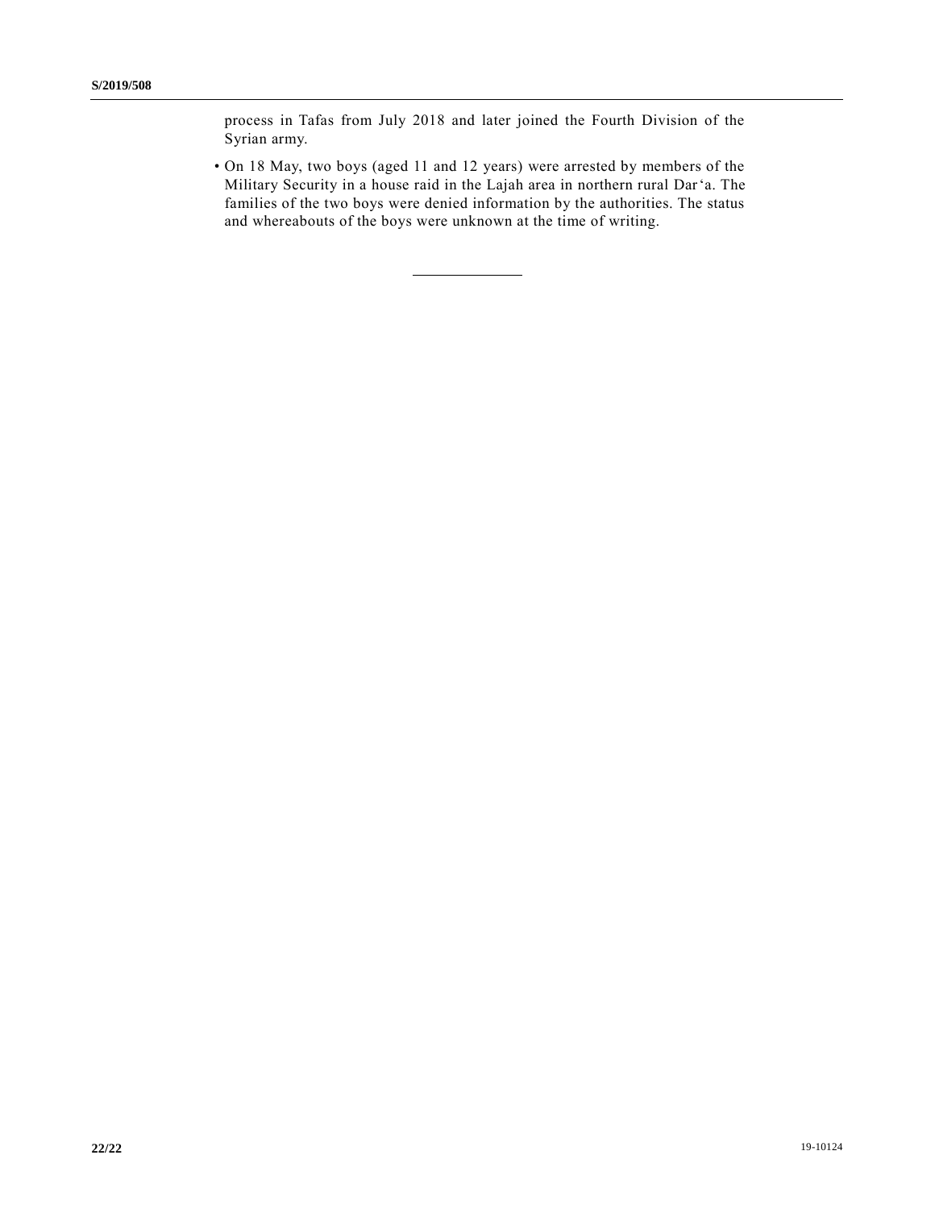process in Tafas from July 2018 and later joined the Fourth Division of the Syrian army.

- On 18 May, two boys (aged 11 and 12 years) were arrested by members of the Military Security in a house raid in the Lajah area in northern rural Dar'a. The families of the two boys were denied information by the authorities. The status and whereabouts of the boys were unknown at the time of writing.